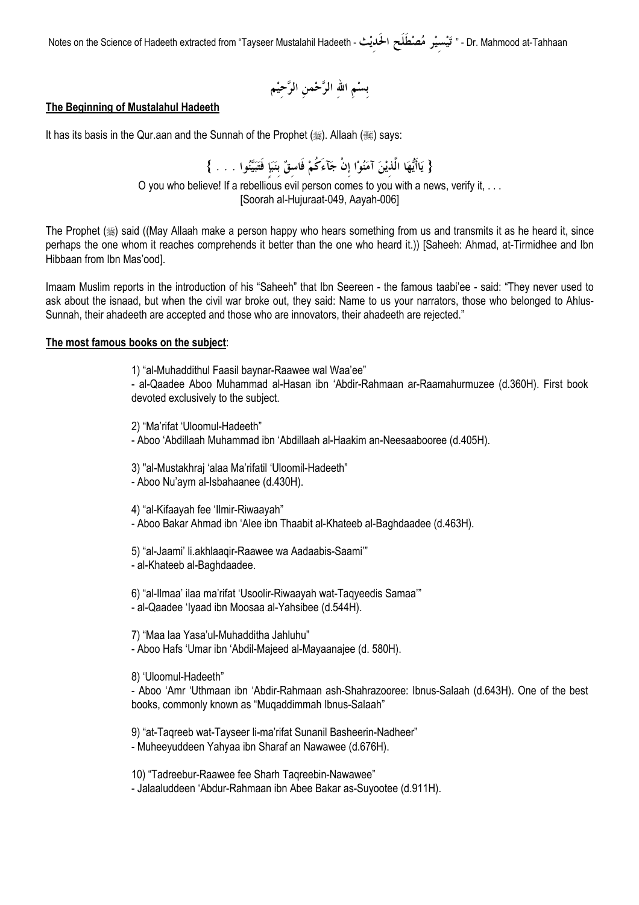بِسْمِ اللهِ الرَّحْمنِ الرَّحِيْم

**The Beginning of Mustalahul Hadeeth**

It has its basis in the Qur.aan and the Sunnah of the Prophet (ﷺ). Allaah (ﷻ) says:

{ يَاأَيُّهَا الَّذِيْنَ آمَنُوْا إِنْ جَآءَكُمْ فَاسِقٌ بِنَبَإٍ فَتَبَيَّنُوا . . . }

O you who believe! If a rebellious evil person comes to you with a news, verify it, . . .
[Soorah al-Hujuraat-049, Aayah-006]

The Prophet (ﷺ) said ((May Allaah make a person happy who hears something from us and transmits it as he heard it, since perhaps the one whom it reaches comprehends it better than the one who heard it.)) [Saheeh: Ahmad, at-Tirmidhee and Ibn Hibbaan from Ibn Mas'ood].

Imaam Muslim reports in the introduction of his "Saheeh" that Ibn Seereen - the famous taabi'ee - said: "They never used to ask about the isnaad, but when the civil war broke out, they said: Name to us your narrators, those who belonged to Ahlus-Sunnah, their ahadeeth are accepted and those who are innovators, their ahadeeth are rejected."

**The most famous books on the subject**:

1) "al-Muhaddithul Faasil baynar-Raawee wal Waa'ee"
- al-Qaadee Aboo Muhammad al-Hasan ibn 'Abdir-Rahmaan ar-Raamahurmuzee (d.360H). First book devoted exclusively to the subject.

2) "Ma'rifat 'Uloomul-Hadeeth"
- Aboo 'Abdillaah Muhammad ibn 'Abdillaah al-Haakim an-Neesaabooree (d.405H).

3) "al-Mustakhraj 'alaa Ma'rifatil 'Uloomil-Hadeeth"
- Aboo Nu'aym al-Isbahaanee (d.430H).

4) "al-Kifaayah fee 'Ilmir-Riwaayah"
- Aboo Bakar Ahmad ibn 'Alee ibn Thaabit al-Khateeb al-Baghdaadee (d.463H).

5) "al-Jaami' li.akhlaaqir-Raawee wa Aadaabis-Saami'"
- al-Khateeb al-Baghdaadee.

6) "al-Ilmaa' ilaa ma'rifat 'Usoolir-Riwaayah wat-Taqyeedis Samaa'"
- al-Qaadee 'Iyaad ibn Moosaa al-Yahsibee (d.544H).

7) "Maa laa Yasa'ul-Muhadditha Jahluhu"
- Aboo Hafs 'Umar ibn 'Abdil-Majeed al-Mayaanajee (d. 580H).

8) 'Uloomul-Hadeeth"
- Aboo 'Amr 'Uthmaan ibn 'Abdir-Rahmaan ash-Shahrazooree: Ibnus-Salaah (d.643H). One of the best books, commonly known as "Muqaddimmah Ibnus-Salaah"

9) "at-Taqreeb wat-Tayseer li-ma'rifat Sunanil Basheerin-Nadheer"
- Muheeyuddeen Yahyaa ibn Sharaf an Nawawee (d.676H).

10) "Tadreebur-Raawee fee Sharh Taqreebin-Nawawee"
- Jalaaluddeen 'Abdur-Rahmaan ibn Abee Bakar as-Suyootee (d.911H).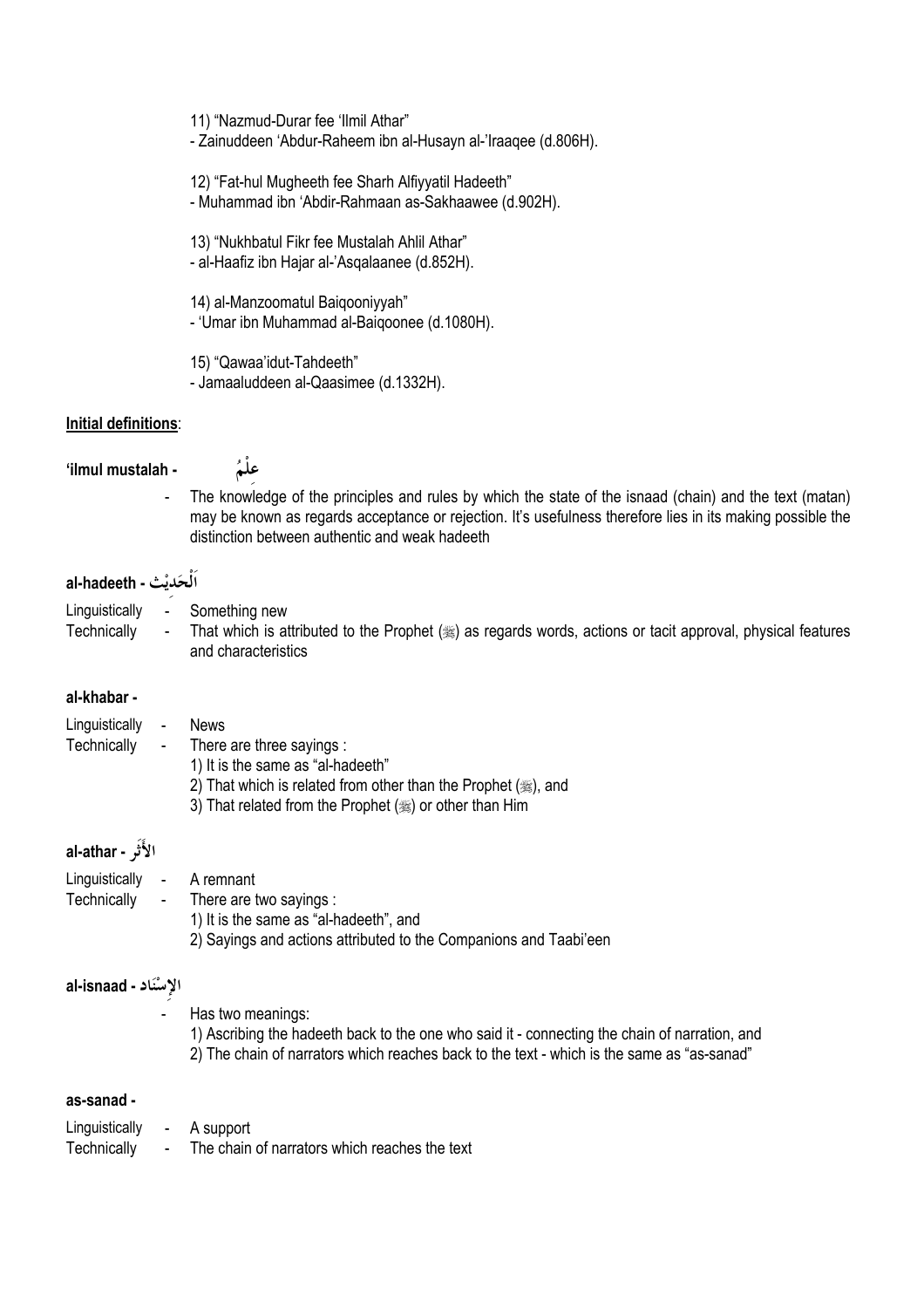11) "Nazmud-Durar fee 'Ilmil Athar"
- Zainuddeen 'Abdur-Raheem ibn al-Husayn al-'Iraaqee (d.806H).

12) "Fat-hul Mugheeth fee Sharh Alfiyyatil Hadeeth"
- Muhammad ibn 'Abdir-Rahmaan as-Sakhaawee (d.902H).

13) "Nukhbatul Fikr fee Mustalah Ahlil Athar"
- al-Haafiz ibn Hajar al-'Asqalaanee (d.852H).

14) al-Manzoomatul Baiqooniyyah"
- 'Umar ibn Muhammad al-Baiqoonee (d.1080H).

15) "Qawaa'idut-Tahdeeth"
- Jamaaluddeen al-Qaasimee (d.1332H).

**Initial definitions**:

**'ilmul mustalah -** عِلْمُ

- The knowledge of the principles and rules by which the state of the isnaad (chain) and the text (matan) may be known as regards acceptance or rejection. It's usefulness therefore lies in its making possible the distinction between authentic and weak hadeeth

**al-hadeeth - اَلْحَدِيْث**

Linguistically - Something new
Technically - That which is attributed to the Prophet (ﷺ) as regards words, actions or tacit approval, physical features and characteristics

**al-khabar -**

Linguistically - News
Technically - There are three sayings :
1) It is the same as "al-hadeeth"
2) That which is related from other than the Prophet (ﷺ), and
3) That related from the Prophet (ﷺ) or other than Him

**al-athar - الأَثَر**

Linguistically - A remnant
Technically - There are two sayings :
1) It is the same as "al-hadeeth", and
2) Sayings and actions attributed to the Companions and Taabi'een

**al-isnaad - الإِسْنَاد**

- Has two meanings:
1) Ascribing the hadeeth back to the one who said it - connecting the chain of narration, and
2) The chain of narrators which reaches back to the text - which is the same as "as-sanad"

**as-sanad -**

Linguistically - A support
Technically - The chain of narrators which reaches the text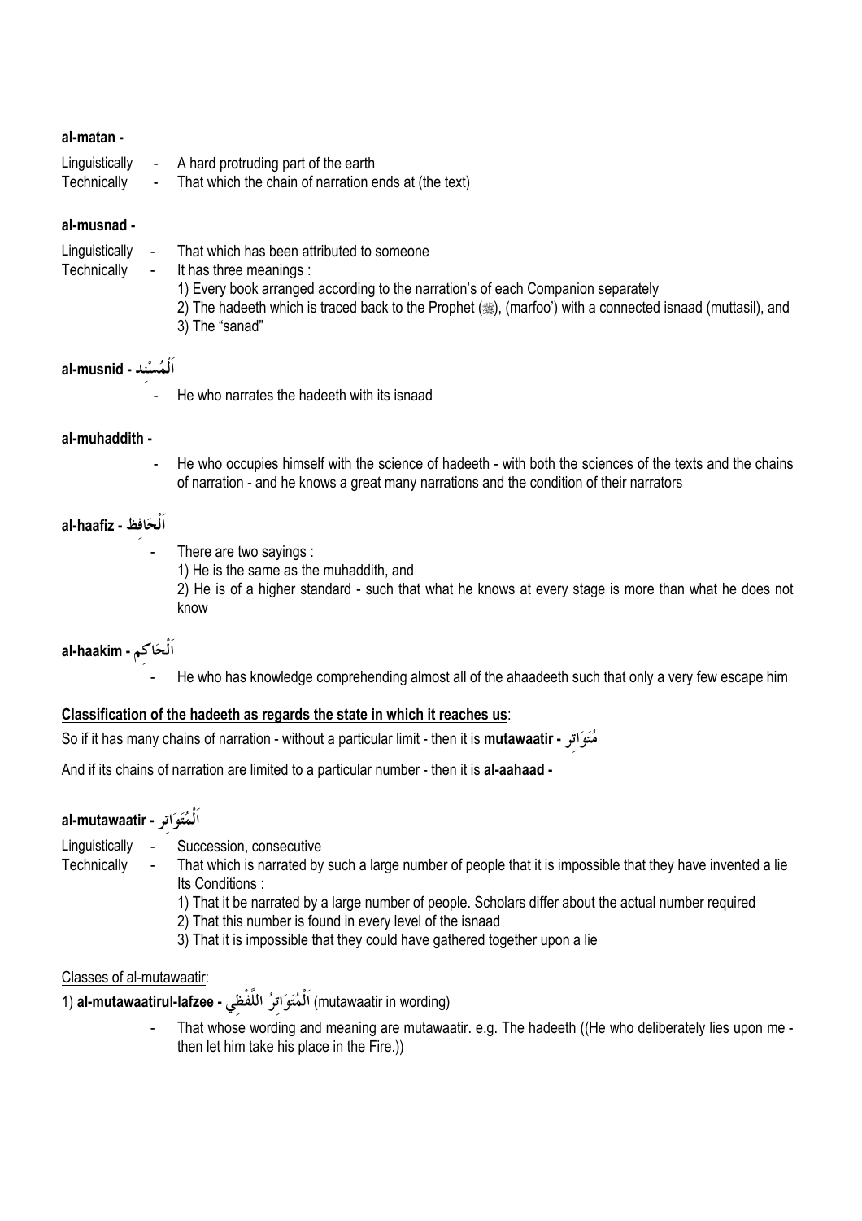**al-matan -**

Linguistically - A hard protruding part of the earth
Technically - That which the chain of narration ends at (the text)

**al-musnad -**

Linguistically - That which has been attributed to someone
Technically - It has three meanings :

1) Every book arranged according to the narration's of each Companion separately
2) The hadeeth which is traced back to the Prophet (ﷺ), (marfoo') with a connected isnaad (muttasil), and
3) The "sanad"

**al-musnid - اَلْمُسْنِد**

- He who narrates the hadeeth with its isnaad

**al-muhaddith -**

- He who occupies himself with the science of hadeeth - with both the sciences of the texts and the chains of narration - and he knows a great many narrations and the condition of their narrators

**al-haafiz - اَلْحَافِظ**

- There are two sayings :
  1) He is the same as the muhaddith, and
  2) He is of a higher standard - such that what he knows at every stage is more than what he does not know

**al-haakim - اَلْحَاكِم**

- He who has knowledge comprehending almost all of the ahaadeeth such that only a very few escape him

<u>**Classification of the hadeeth as regards the state in which it reaches us**</u>:

So if it has many chains of narration - without a particular limit - then it is **mutawaatir - مُتَوَاتِر**

And if its chains of narration are limited to a particular number - then it is **al-aahaad -**

**al-mutawaatir - اَلْمُتَوَاتِر**

Linguistically - Succession, consecutive
Technically - That which is narrated by such a large number of people that it is impossible that they have invented a lie
Its Conditions :

1) That it be narrated by a large number of people. Scholars differ about the actual number required
2) That this number is found in every level of the isnaad
3) That it is impossible that they could have gathered together upon a lie

<u>Classes of al-mutawaatir</u>:

1) **al-mutawaatirul-lafzee - اَلْمُتَوَاتِرُ اللَّفْظِي** (mutawaatir in wording)

- That whose wording and meaning are mutawaatir. e.g. The hadeeth ((He who deliberately lies upon me - then let him take his place in the Fire.))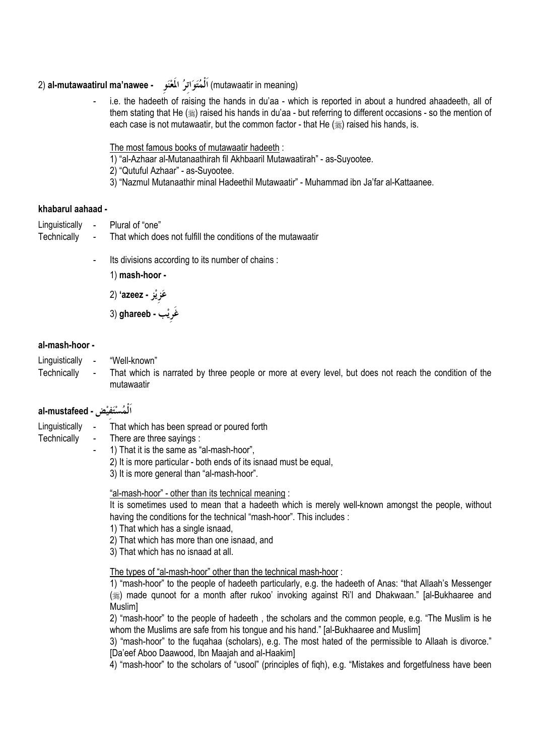2) **al-mutawaatirul ma'nawee -** اَلْمُتَوَاتِرُ الْمَعْنَوِ (mutawaatir in meaning)

- i.e. the hadeeth of raising the hands in du'aa - which is reported in about a hundred ahaadeeth, all of them stating that He (ﷺ) raised his hands in du'aa - but referring to different occasions - so the mention of each case is not mutawaatir, but the common factor - that He (ﷺ) raised his hands, is.

  The most famous books of mutawaatir hadeeth :
  1) "al-Azhaar al-Mutanaathirah fil Akhbaaril Mutawaatirah" - as-Suyootee.
  2) "Qutuful Azhaar" - as-Suyootee.
  3) "Nazmul Mutanaathir minal Hadeethil Mutawaatir" - Muhammad ibn Ja'far al-Kattaanee.

**khabarul aahaad -**

Linguistically - Plural of "one"
Technically - That which does not fulfill the conditions of the mutawaatir

- Its divisions according to its number of chains :

  1) **mash-hoor -**

  2) **'azeez -** عَزِيْز

  3) **ghareeb -** غَرِيْب

**al-mash-hoor -**

Linguistically - "Well-known"
Technically - That which is narrated by three people or more at every level, but does not reach the condition of the mutawaatir

**al-mustafeed -** اَلْمُسْتَفِيْض

Linguistically - That which has been spread or poured forth
Technically - There are three sayings :

- 1) That it is the same as "al-mash-hoor",
  2) It is more particular - both ends of its isnaad must be equal,
  3) It is more general than "al-mash-hoor".

  "al-mash-hoor" - other than its technical meaning :
  It is sometimes used to mean that a hadeeth which is merely well-known amongst the people, without having the conditions for the technical "mash-hoor". This includes :
  1) That which has a single isnaad,
  2) That which has more than one isnaad, and
  3) That which has no isnaad at all.

  The types of "al-mash-hoor" other than the technical mash-hoor :
  1) "mash-hoor" to the people of hadeeth particularly, e.g. the hadeeth of Anas: "that Allaah's Messenger (ﷺ) made qunoot for a month after rukoo' invoking against Ri'l and Dhakwaan." [al-Bukhaaree and Muslim]
  2) "mash-hoor" to the people of hadeeth , the scholars and the common people, e.g. "The Muslim is he whom the Muslims are safe from his tongue and his hand." [al-Bukhaaree and Muslim]
  3) "mash-hoor" to the fuqahaa (scholars), e.g. The most hated of the permissible to Allaah is divorce." [Da'eef Aboo Daawood, Ibn Maajah and al-Haakim]
  4) "mash-hoor" to the scholars of "usool" (principles of fiqh), e.g. "Mistakes and forgetfulness have been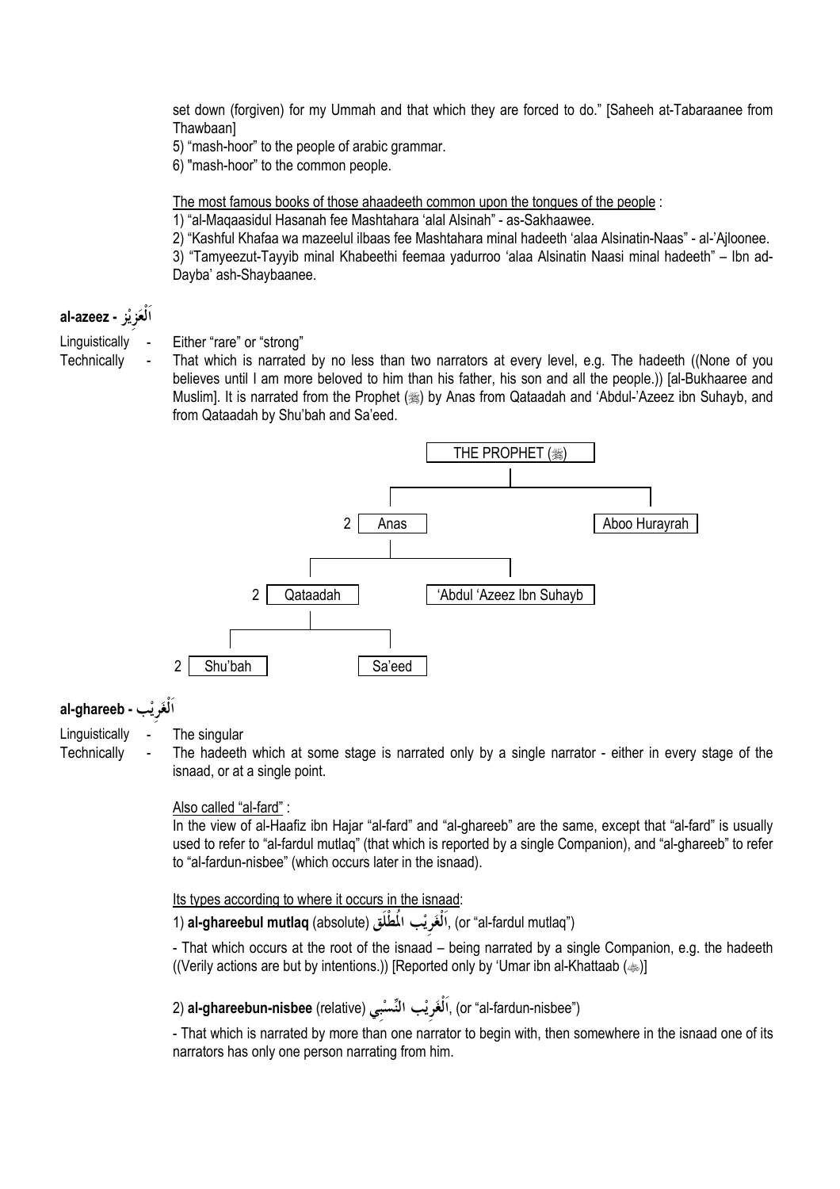set down (forgiven) for my Ummah and that which they are forced to do." [Saheeh at-Tabaraanee from Thawbaan]

5) "mash-hoor" to the people of arabic grammar.

6) "mash-hoor" to the common people.

The most famous books of those ahaadeeth common upon the tongues of the people :

1) "al-Maqaasidul Hasanah fee Mashtahara 'alal Alsinah" - as-Sakhaawee.

2) "Kashful Khafaa wa mazeelul ilbaas fee Mashtahara minal hadeeth 'alaa Alsinatin-Naas" - al-'Ajloonee.

3) "Tamyeezut-Tayyib minal Khabeethi feemaa yadurroo 'alaa Alsinatin Naasi minal hadeeth" – Ibn ad-Dayba' ash-Shaybaanee.

## al-azeez - اَلْعَزِيْز

Linguistically - Either "rare" or "strong"

Technically - That which is narrated by no less than two narrators at every level, e.g. The hadeeth ((None of you believes until I am more beloved to him than his father, his son and all the people.)) [al-Bukhaaree and Muslim]. It is narrated from the Prophet (ﷺ) by Anas from Qataadah and 'Abdul-'Azeez ibn Suhayb, and from Qataadah by Shu'bah and Sa'eed.

THE PROPHET (ﷺ)
- 2 Anas
  - 2 Qataadah
    - 2 Shu'bah
    - Sa'eed
  - 'Abdul 'Azeez Ibn Suhayb
- Aboo Hurayrah

## al-ghareeb - اَلْغَرِيْب

Linguistically - The singular

Technically - The hadeeth which at some stage is narrated only by a single narrator - either in every stage of the isnaad, or at a single point.

Also called "al-fard" :

In the view of al-Haafiz ibn Hajar "al-fard" and "al-ghareeb" are the same, except that "al-fard" is usually used to refer to "al-fardul mutlaq" (that which is reported by a single Companion), and "al-ghareeb" to refer to "al-fardun-nisbee" (which occurs later in the isnaad).

Its types according to where it occurs in the isnaad:

1) **al-ghareebul mutlaq** (absolute) اَلْغَرِيْب الْمُطْلَق, (or "al-fardul mutlaq")

- That which occurs at the root of the isnaad – being narrated by a single Companion, e.g. the hadeeth ((Verily actions are but by intentions.)) [Reported only by 'Umar ibn al-Khattaab (رضي الله عنه)]

2) **al-ghareebun-nisbee** (relative) اَلْغَرِيْب النِّسْبِي, (or "al-fardun-nisbee")

- That which is narrated by more than one narrator to begin with, then somewhere in the isnaad one of its narrators has only one person narrating from him.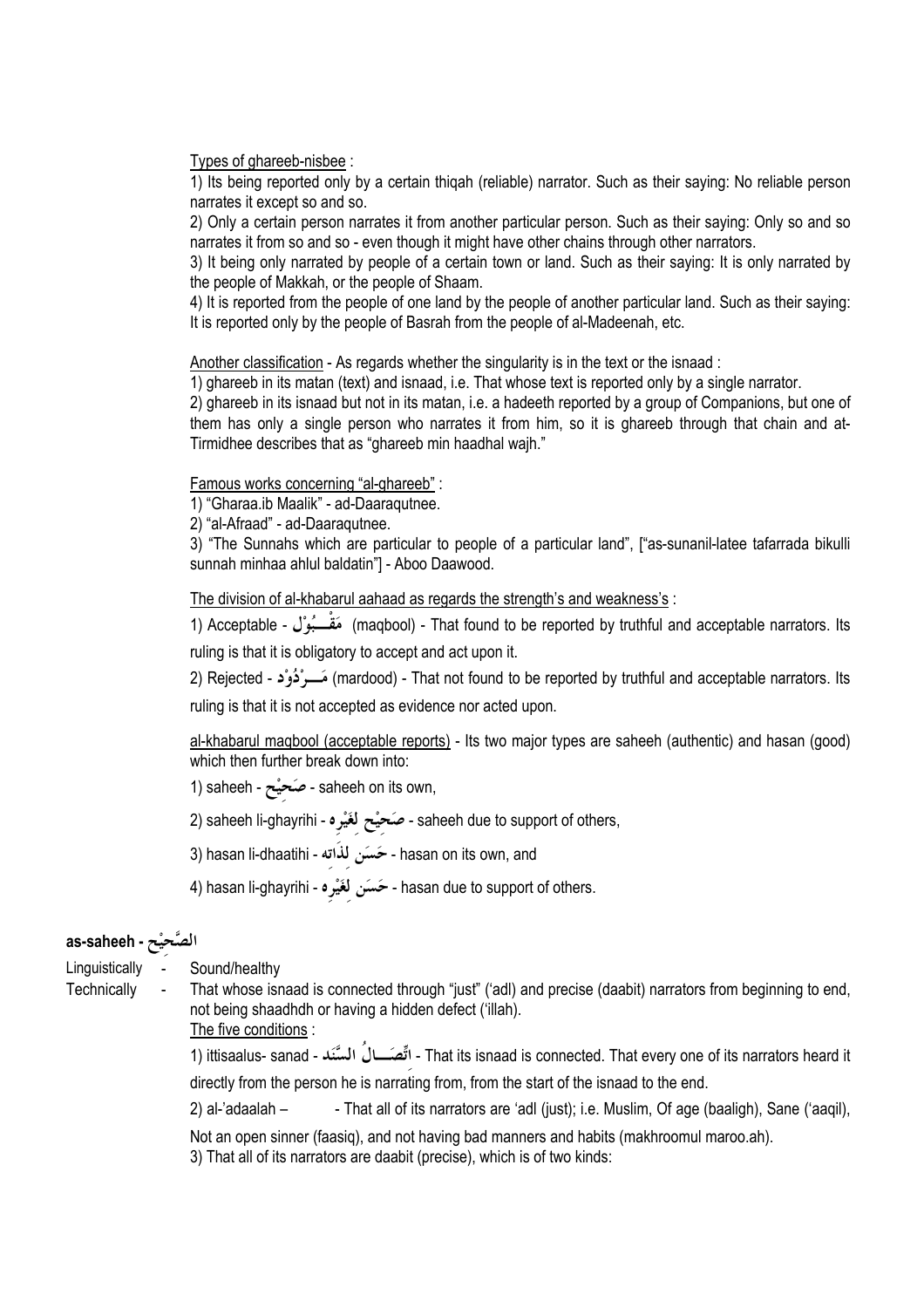Types of ghareeb-nisbee :

1) Its being reported only by a certain thiqah (reliable) narrator. Such as their saying: No reliable person narrates it except so and so.

2) Only a certain person narrates it from another particular person. Such as their saying: Only so and so narrates it from so and so - even though it might have other chains through other narrators.

3) It being only narrated by people of a certain town or land. Such as their saying: It is only narrated by the people of Makkah, or the people of Shaam.

4) It is reported from the people of one land by the people of another particular land. Such as their saying: It is reported only by the people of Basrah from the people of al-Madeenah, etc.

Another classification - As regards whether the singularity is in the text or the isnaad :

1) ghareeb in its matan (text) and isnaad, i.e. That whose text is reported only by a single narrator.

2) ghareeb in its isnaad but not in its matan, i.e. a hadeeth reported by a group of Companions, but one of them has only a single person who narrates it from him, so it is ghareeb through that chain and at-Tirmidhee describes that as "ghareeb min haadhal wajh."

Famous works concerning "al-ghareeb" :

1) "Gharaa.ib Maalik" - ad-Daaraqutnee.

2) "al-Afraad" - ad-Daaraqutnee.

3) "The Sunnahs which are particular to people of a particular land", ["as-sunanil-latee tafarrada bikulli sunnah minhaa ahlul baldatin"] - Aboo Daawood.

The division of al-khabarul aahaad as regards the strength's and weakness's :

1) Acceptable - مَقْـــبُوْل (maqbool) - That found to be reported by truthful and acceptable narrators. Its ruling is that it is obligatory to accept and act upon it.

2) Rejected - مَـــرْدُوْد (mardood) - That not found to be reported by truthful and acceptable narrators. Its ruling is that it is not accepted as evidence nor acted upon.

al-khabarul maqbool (acceptable reports) - Its two major types are saheeh (authentic) and hasan (good) which then further break down into:

1) saheeh - صَحِيْح - saheeh on its own,

2) saheeh li-ghayrihi - صَحِيْح لِغَيْرِه - saheeh due to support of others,

3) hasan li-dhaatihi - حَسَن لِذَاتِه - hasan on its own, and

4) hasan li-ghayrihi - حَسَن لِغَيْرِه - hasan due to support of others.

## as-saheeh - الصَّحِيْح

Linguistically - Sound/healthy

Technically - That whose isnaad is connected through "just" ('adl) and precise (daabit) narrators from beginning to end, not being shaadhdh or having a hidden defect ('illah).

The five conditions :

1) ittisaalus- sanad - اتِّصَـــالُ السَّنَد - That its isnaad is connected. That every one of its narrators heard it directly from the person he is narrating from, from the start of the isnaad to the end.

2) al-'adaalah – - That all of its narrators are 'adl (just); i.e. Muslim, Of age (baaligh), Sane ('aaqil), Not an open sinner (faasiq), and not having bad manners and habits (makhroomul maroo.ah).

3) That all of its narrators are daabit (precise), which is of two kinds: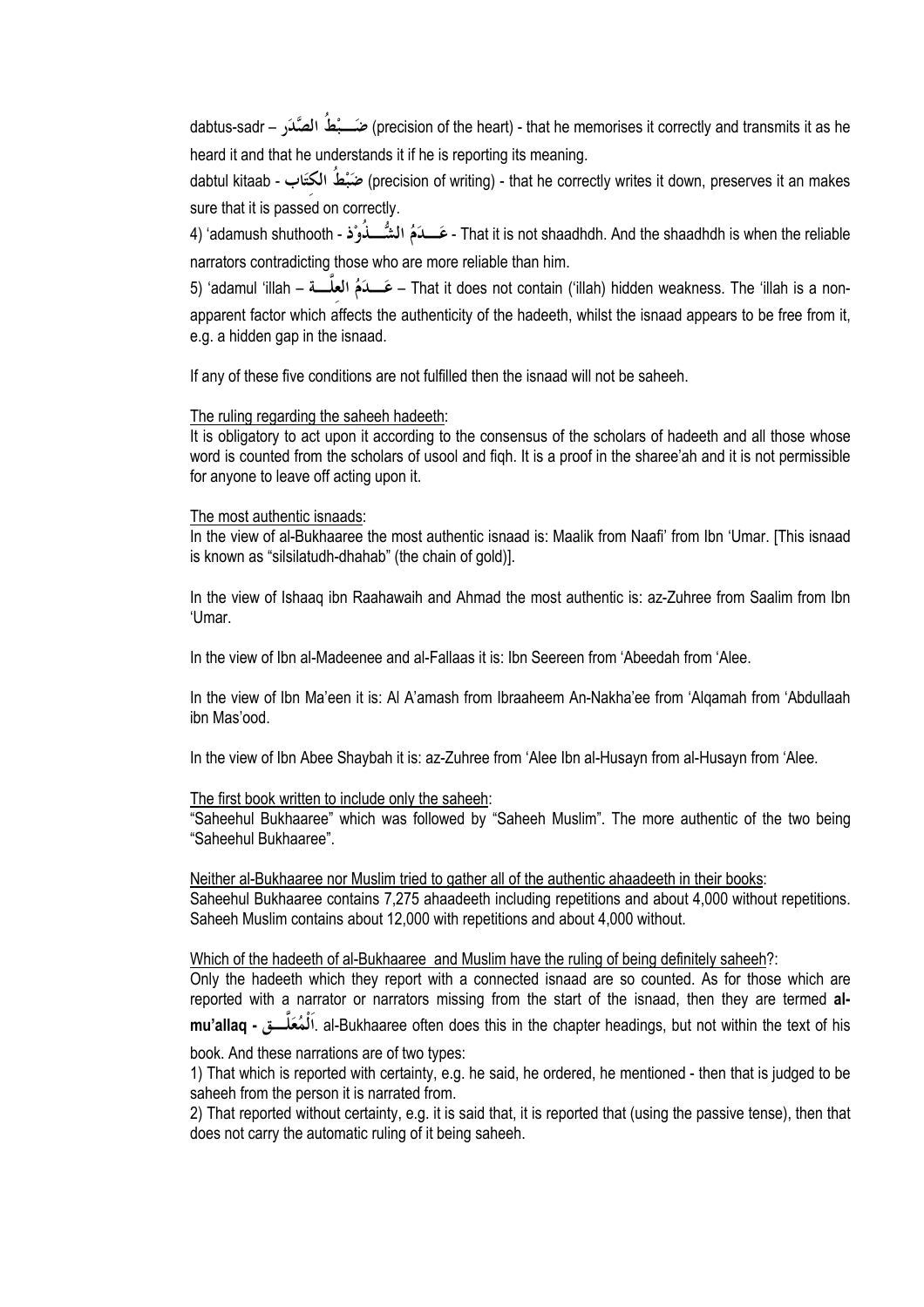dabtus-sadr – ضَبْطُ الصَّدَر (precision of the heart) - that he memorises it correctly and transmits it as he heard it and that he understands it if he is reporting its meaning.

dabtul kitaab - ضَبْطُ الكِتَاب (precision of writing) - that he correctly writes it down, preserves it an makes sure that it is passed on correctly.

4) 'adamush shuthooth - عَـدَمُ الشُّـذُوْذ - That it is not shaadhdh. And the shaadhdh is when the reliable narrators contradicting those who are more reliable than him.

5) 'adamul 'illah – عَـدَمُ العِلَّـة – That it does not contain ('illah) hidden weakness. The 'illah is a non-apparent factor which affects the authenticity of the hadeeth, whilst the isnaad appears to be free from it, e.g. a hidden gap in the isnaad.

If any of these five conditions are not fulfilled then the isnaad will not be saheeh.

<u>The ruling regarding the saheeh hadeeth</u>:
It is obligatory to act upon it according to the consensus of the scholars of hadeeth and all those whose word is counted from the scholars of usool and fiqh. It is a proof in the sharee'ah and it is not permissible for anyone to leave off acting upon it.

<u>The most authentic isnaads</u>:
In the view of al-Bukhaaree the most authentic isnaad is: Maalik from Naafi' from Ibn 'Umar. [This isnaad is known as "silsilatudh-dhahab" (the chain of gold)].

In the view of Ishaaq ibn Raahawaih and Ahmad the most authentic is: az-Zuhree from Saalim from Ibn 'Umar.

In the view of Ibn al-Madeenee and al-Fallaas it is: Ibn Seereen from 'Abeedah from 'Alee.

In the view of Ibn Ma'een it is: Al A'amash from Ibraaheem An-Nakha'ee from 'Alqamah from 'Abdullaah ibn Mas'ood.

In the view of Ibn Abee Shaybah it is: az-Zuhree from 'Alee Ibn al-Husayn from al-Husayn from 'Alee.

<u>The first book written to include only the saheeh</u>:
"Saheehul Bukhaaree" which was followed by "Saheeh Muslim". The more authentic of the two being "Saheehul Bukhaaree".

<u>Neither al-Bukhaaree nor Muslim tried to gather all of the authentic ahaadeeth in their books</u>:
Saheehul Bukhaaree contains 7,275 ahaadeeth including repetitions and about 4,000 without repetitions. Saheeh Muslim contains about 12,000 with repetitions and about 4,000 without.

<u>Which of the hadeeth of al-Bukhaaree and Muslim have the ruling of being definitely saheeh</u>?:
Only the hadeeth which they report with a connected isnaad are so counted. As for those which are reported with a narrator or narrators missing from the start of the isnaad, then they are termed **al-mu'allaq - اَلْمُعَلَّـق**. al-Bukhaaree often does this in the chapter headings, but not within the text of his book. And these narrations are of two types:

1) That which is reported with certainty, e.g. he said, he ordered, he mentioned - then that is judged to be saheeh from the person it is narrated from.

2) That reported without certainty, e.g. it is said that, it is reported that (using the passive tense), then that does not carry the automatic ruling of it being saheeh.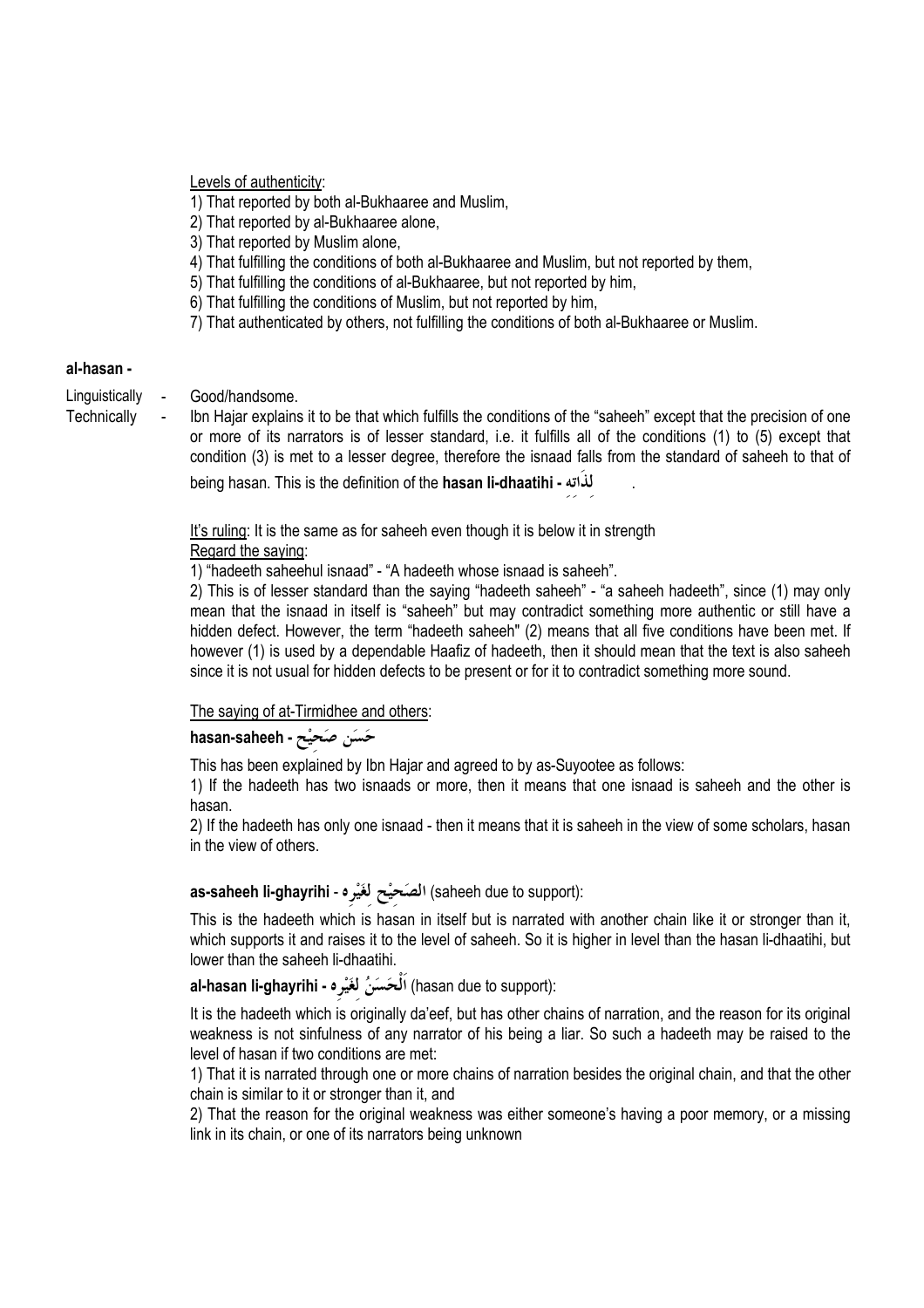Levels of authenticity:

1) That reported by both al-Bukhaaree and Muslim,
2) That reported by al-Bukhaaree alone,
3) That reported by Muslim alone,
4) That fulfilling the conditions of both al-Bukhaaree and Muslim, but not reported by them,
5) That fulfilling the conditions of al-Bukhaaree, but not reported by him,
6) That fulfilling the conditions of Muslim, but not reported by him,
7) That authenticated by others, not fulfilling the conditions of both al-Bukhaaree or Muslim.

**al-hasan -**

Linguistically - Good/handsome.

Technically - Ibn Hajar explains it to be that which fulfills the conditions of the "saheeh" except that the precision of one or more of its narrators is of lesser standard, i.e. it fulfills all of the conditions (1) to (5) except that condition (3) is met to a lesser degree, therefore the isnaad falls from the standard of saheeh to that of being hasan. This is the definition of the **hasan li-dhaatihi - لِذَاتِه** .

It's ruling: It is the same as for saheeh even though it is below it in strength

Regard the saying:

1) "hadeeth saheehul isnaad" - "A hadeeth whose isnaad is saheeh".

2) This is of lesser standard than the saying "hadeeth saheeh" - "a saheeh hadeeth", since (1) may only mean that the isnaad in itself is "saheeh" but may contradict something more authentic or still have a hidden defect. However, the term "hadeeth saheeh" (2) means that all five conditions have been met. If however (1) is used by a dependable Haafiz of hadeeth, then it should mean that the text is also saheeh since it is not usual for hidden defects to be present or for it to contradict something more sound.

The saying of at-Tirmidhee and others:

**hasan-saheeh - حَسَن صَحِيْح**

This has been explained by Ibn Hajar and agreed to by as-Suyootee as follows:

1) If the hadeeth has two isnaads or more, then it means that one isnaad is saheeh and the other is hasan.

2) If the hadeeth has only one isnaad - then it means that it is saheeh in the view of some scholars, hasan in the view of others.

**as-saheeh li-ghayrihi - الصَحِيْح لِغَيْرِه** (saheeh due to support):

This is the hadeeth which is hasan in itself but is narrated with another chain like it or stronger than it, which supports it and raises it to the level of saheeh. So it is higher in level than the hasan li-dhaatihi, but lower than the saheeh li-dhaatihi.

**al-hasan li-ghayrihi - اَلْحَسَنُ لِغَيْرِه** (hasan due to support):

It is the hadeeth which is originally da'eef, but has other chains of narration, and the reason for its original weakness is not sinfulness of any narrator of his being a liar. So such a hadeeth may be raised to the level of hasan if two conditions are met:

1) That it is narrated through one or more chains of narration besides the original chain, and that the other chain is similar to it or stronger than it, and

2) That the reason for the original weakness was either someone's having a poor memory, or a missing link in its chain, or one of its narrators being unknown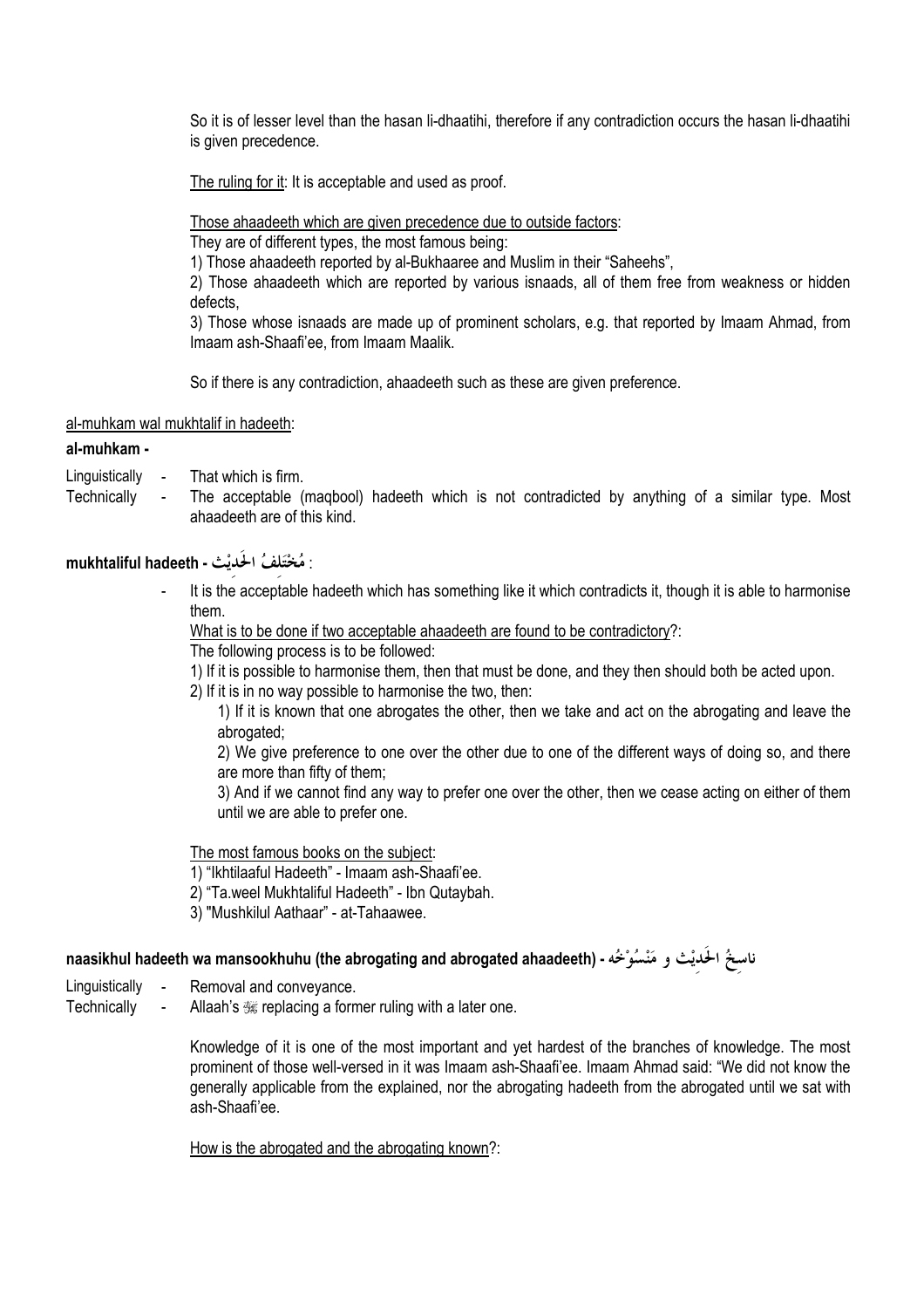So it is of lesser level than the hasan li-dhaatihi, therefore if any contradiction occurs the hasan li-dhaatihi is given precedence.

The ruling for it: It is acceptable and used as proof.

Those ahaadeeth which are given precedence due to outside factors:

They are of different types, the most famous being:

1) Those ahaadeeth reported by al-Bukhaaree and Muslim in their "Saheehs",

2) Those ahaadeeth which are reported by various isnaads, all of them free from weakness or hidden defects,

3) Those whose isnaads are made up of prominent scholars, e.g. that reported by Imaam Ahmad, from Imaam ash-Shaafi'ee, from Imaam Maalik.

So if there is any contradiction, ahaadeeth such as these are given preference.

al-muhkam wal mukhtalif in hadeeth:

**al-muhkam -**

Linguistically - That which is firm.

Technically - The acceptable (maqbool) hadeeth which is not contradicted by anything of a similar type. Most ahaadeeth are of this kind.

**mukhtaliful hadeeth - مُخْتَلِفُ الحَدِيْث** :

- It is the acceptable hadeeth which has something like it which contradicts it, though it is able to harmonise them.

What is to be done if two acceptable ahaadeeth are found to be contradictory?:

The following process is to be followed:

1) If it is possible to harmonise them, then that must be done, and they then should both be acted upon.

2) If it is in no way possible to harmonise the two, then:

   1) If it is known that one abrogates the other, then we take and act on the abrogating and leave the abrogated;

   2) We give preference to one over the other due to one of the different ways of doing so, and there are more than fifty of them;

   3) And if we cannot find any way to prefer one over the other, then we cease acting on either of them until we are able to prefer one.

The most famous books on the subject:

1) "Ikhtilaaful Hadeeth" - Imaam ash-Shaafi'ee.

2) "Ta.weel Mukhtaliful Hadeeth" - Ibn Qutaybah.

3) "Mushkilul Aathaar" - at-Tahaawee.

**naasikhul hadeeth wa mansookhuhu (the abrogating and abrogated ahaadeeth) - ناسِخُ الحَدِيْث و مَنْسُوْخُه**

Linguistically - Removal and conveyance.

Technically - Allaah's ﷻ replacing a former ruling with a later one.

Knowledge of it is one of the most important and yet hardest of the branches of knowledge. The most prominent of those well-versed in it was Imaam ash-Shaafi'ee. Imaam Ahmad said: "We did not know the generally applicable from the explained, nor the abrogating hadeeth from the abrogated until we sat with ash-Shaafi'ee.

How is the abrogated and the abrogating known?: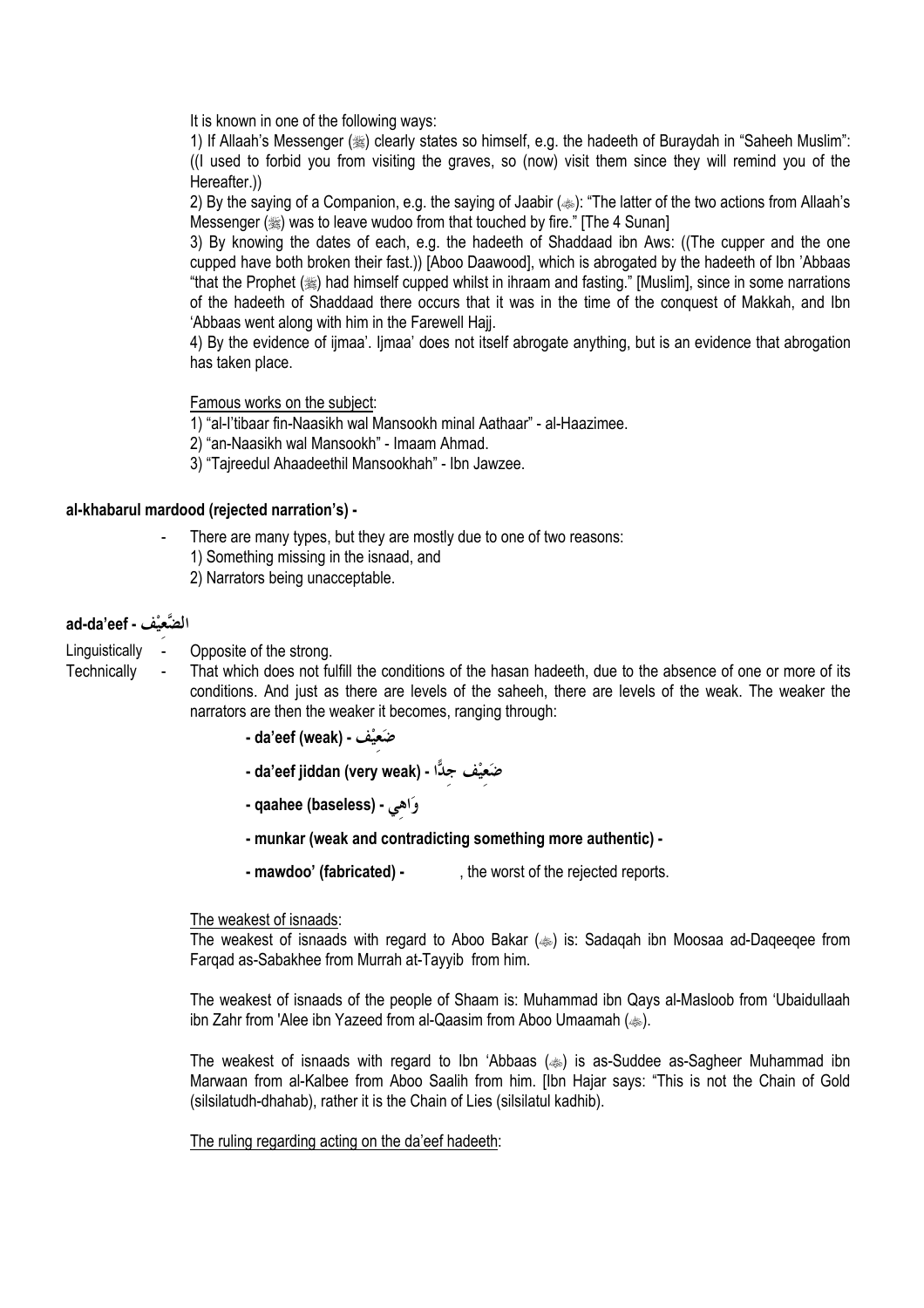It is known in one of the following ways:

1) If Allaah's Messenger (ﷺ) clearly states so himself, e.g. the hadeeth of Buraydah in "Saheeh Muslim": ((I used to forbid you from visiting the graves, so (now) visit them since they will remind you of the Hereafter.))

2) By the saying of a Companion, e.g. the saying of Jaabir (ﷺ): "The latter of the two actions from Allaah's Messenger (ﷺ) was to leave wudoo from that touched by fire." [The 4 Sunan]

3) By knowing the dates of each, e.g. the hadeeth of Shaddaad ibn Aws: ((The cupper and the one cupped have both broken their fast.)) [Aboo Daawood], which is abrogated by the hadeeth of Ibn 'Abbaas "that the Prophet (ﷺ) had himself cupped whilst in ihraam and fasting." [Muslim], since in some narrations of the hadeeth of Shaddaad there occurs that it was in the time of the conquest of Makkah, and Ibn 'Abbaas went along with him in the Farewell Hajj.

4) By the evidence of ijmaa'. Ijmaa' does not itself abrogate anything, but is an evidence that abrogation has taken place.

Famous works on the subject:

1) "al-I'tibaar fin-Naasikh wal Mansookh minal Aathaar" - al-Haazimee.
2) "an-Naasikh wal Mansookh" - Imaam Ahmad.
3) "Tajreedul Ahaadeethil Mansookhah" - Ibn Jawzee.

**al-khabarul mardood (rejected narration's) -**

- There are many types, but they are mostly due to one of two reasons:
  1) Something missing in the isnaad, and
  2) Narrators being unacceptable.

**ad-da'eef - الضَّعِيْف**

Linguistically - Opposite of the strong.

Technically - That which does not fulfill the conditions of the hasan hadeeth, due to the absence of one or more of its conditions. And just as there are levels of the saheeh, there are levels of the weak. The weaker the narrators are then the weaker it becomes, ranging through:

- **da'eef (weak) - ضَعِيْف**
- **da'eef jiddan (very weak) - ضَعِيْف جِدًّا**
- **qaahee (baseless) - وَاهِي**
- **munkar (weak and contradicting something more authentic) -**
- **mawdoo' (fabricated) -** , the worst of the rejected reports.

The weakest of isnaads:

The weakest of isnaads with regard to Aboo Bakar (ﷺ) is: Sadaqah ibn Moosaa ad-Daqeeqee from Farqad as-Sabakhee from Murrah at-Tayyib from him.

The weakest of isnaads of the people of Shaam is: Muhammad ibn Qays al-Masloob from 'Ubaidullaah ibn Zahr from 'Alee ibn Yazeed from al-Qaasim from Aboo Umaamah (ﷺ).

The weakest of isnaads with regard to Ibn 'Abbaas (ﷺ) is as-Suddee as-Sagheer Muhammad ibn Marwaan from al-Kalbee from Aboo Saalih from him. [Ibn Hajar says: "This is not the Chain of Gold (silsilatudh-dhahab), rather it is the Chain of Lies (silsilatul kadhib).

The ruling regarding acting on the da'eef hadeeth: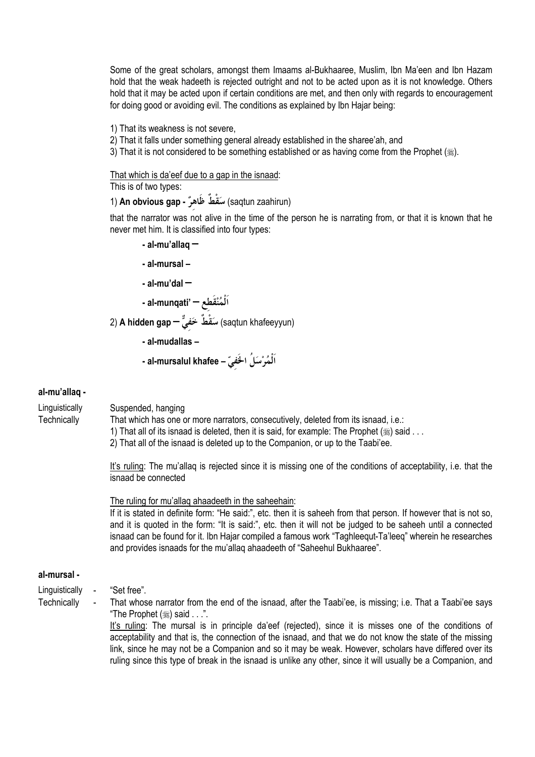Some of the great scholars, amongst them Imaams al-Bukhaaree, Muslim, Ibn Ma'een and Ibn Hazam hold that the weak hadeeth is rejected outright and not to be acted upon as it is not knowledge. Others hold that it may be acted upon if certain conditions are met, and then only with regards to encouragement for doing good or avoiding evil. The conditions as explained by Ibn Hajar being:

1) That its weakness is not severe,
2) That it falls under something general already established in the sharee'ah, and
3) That it is not considered to be something established or as having come from the Prophet (ﷺ).

That which is da'eef due to a gap in the isnaad:

This is of two types:

1) **An obvious gap - سَقْطٌ ظَاهِرٌ** (saqtun zaahirun)

that the narrator was not alive in the time of the person he is narrating from, or that it is known that he never met him. It is classified into four types:

- **al-mu'allaq –**
- **al-mursal –**
- **al-mu'dal –**
- **al-munqati' – اَلْمُنْقَطِع**

2) **A hidden gap – سَقْطٌ خَفِيٌّ** (saqtun khafeeyyun)

- **al-mudallas –**
- **al-mursalul khafee – اَلْمُرْسَلُ الخَفِيّ**

### al-mu'allaq -

Linguistically: Suspended, hanging

Technically: That which has one or more narrators, consecutively, deleted from its isnaad, i.e.:
1) That all of its isnaad is deleted, then it is said, for example: The Prophet (ﷺ) said . . .
2) That all of the isnaad is deleted up to the Companion, or up to the Taabi'ee.

It's ruling: The mu'allaq is rejected since it is missing one of the conditions of acceptability, i.e. that the isnaad be connected

The ruling for mu'allaq ahaadeeth in the saheehain:

If it is stated in definite form: "He said:", etc. then it is saheeh from that person. If however that is not so, and it is quoted in the form: "It is said:", etc. then it will not be judged to be saheeh until a connected isnaad can be found for it. Ibn Hajar compiled a famous work "Taghleequt-Ta'leeq" wherein he researches and provides isnaads for the mu'allaq ahaadeeth of "Saheehul Bukhaaree".

### al-mursal -

Linguistically - "Set free".

Technically - That whose narrator from the end of the isnaad, after the Taabi'ee, is missing; i.e. That a Taabi'ee says "The Prophet (ﷺ) said . . .".

It's ruling: The mursal is in principle da'eef (rejected), since it is misses one of the conditions of acceptability and that is, the connection of the isnaad, and that we do not know the state of the missing link, since he may not be a Companion and so it may be weak. However, scholars have differed over its ruling since this type of break in the isnaad is unlike any other, since it will usually be a Companion, and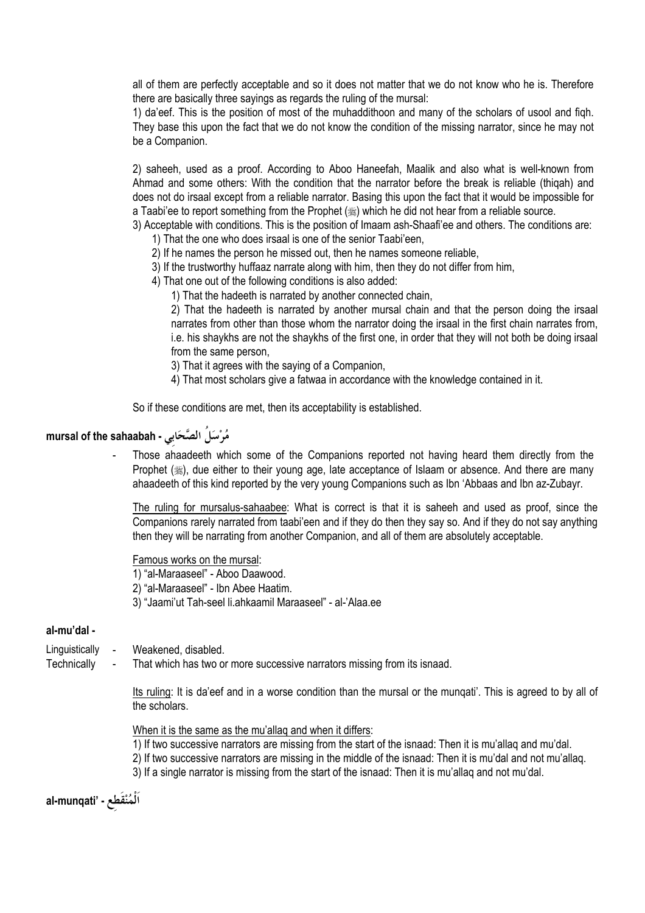all of them are perfectly acceptable and so it does not matter that we do not know who he is. Therefore there are basically three sayings as regards the ruling of the mursal:

1) da'eef. This is the position of most of the muhaddithoon and many of the scholars of usool and fiqh. They base this upon the fact that we do not know the condition of the missing narrator, since he may not be a Companion.

2) saheeh, used as a proof. According to Aboo Haneefah, Maalik and also what is well-known from Ahmad and some others: With the condition that the narrator before the break is reliable (thiqah) and does not do irsaal except from a reliable narrator. Basing this upon the fact that it would be impossible for a Taabi'ee to report something from the Prophet (ﷺ) which he did not hear from a reliable source.

3) Acceptable with conditions. This is the position of Imaam ash-Shaafi'ee and others. The conditions are:
   1) That the one who does irsaal is one of the senior Taabi'een,
   2) If he names the person he missed out, then he names someone reliable,
   3) If the trustworthy huffaaz narrate along with him, then they do not differ from him,
   4) That one out of the following conditions is also added:
      1) That the hadeeth is narrated by another connected chain,
      2) That the hadeeth is narrated by another mursal chain and that the person doing the irsaal narrates from other than those whom the narrator doing the irsaal in the first chain narrates from, i.e. his shaykhs are not the shaykhs of the first one, in order that they will not both be doing irsaal from the same person,
      3) That it agrees with the saying of a Companion,
      4) That most scholars give a fatwaa in accordance with the knowledge contained in it.

So if these conditions are met, then its acceptability is established.

## mursal of the sahaabah - مُرْسَلُ الصَّحَابِي

- Those ahaadeeth which some of the Companions reported not having heard them directly from the Prophet (ﷺ), due either to their young age, late acceptance of Islaam or absence. And there are many ahaadeeth of this kind reported by the very young Companions such as Ibn 'Abbaas and Ibn az-Zubayr.

The ruling for mursalus-sahaabee: What is correct is that it is saheeh and used as proof, since the Companions rarely narrated from taabi'een and if they do then they say so. And if they do not say anything then they will be narrating from another Companion, and all of them are absolutely acceptable.

Famous works on the mursal:

1) "al-Maraaseel" - Aboo Daawood.
2) "al-Maraaseel" - Ibn Abee Haatim.
3) "Jaami'ut Tah-seel li.ahkaamil Maraaseel" - al-'Alaa.ee

## al-mu'dal -

Linguistically - Weakened, disabled.

Technically - That which has two or more successive narrators missing from its isnaad.

Its ruling: It is da'eef and in a worse condition than the mursal or the munqati'. This is agreed to by all of the scholars.

When it is the same as the mu'allaq and when it differs:

1) If two successive narrators are missing from the start of the isnaad: Then it is mu'allaq and mu'dal.
2) If two successive narrators are missing in the middle of the isnaad: Then it is mu'dal and not mu'allaq.
3) If a single narrator is missing from the start of the isnaad: Then it is mu'allaq and not mu'dal.

## al-munqati' - اَلْمُنْقَطِع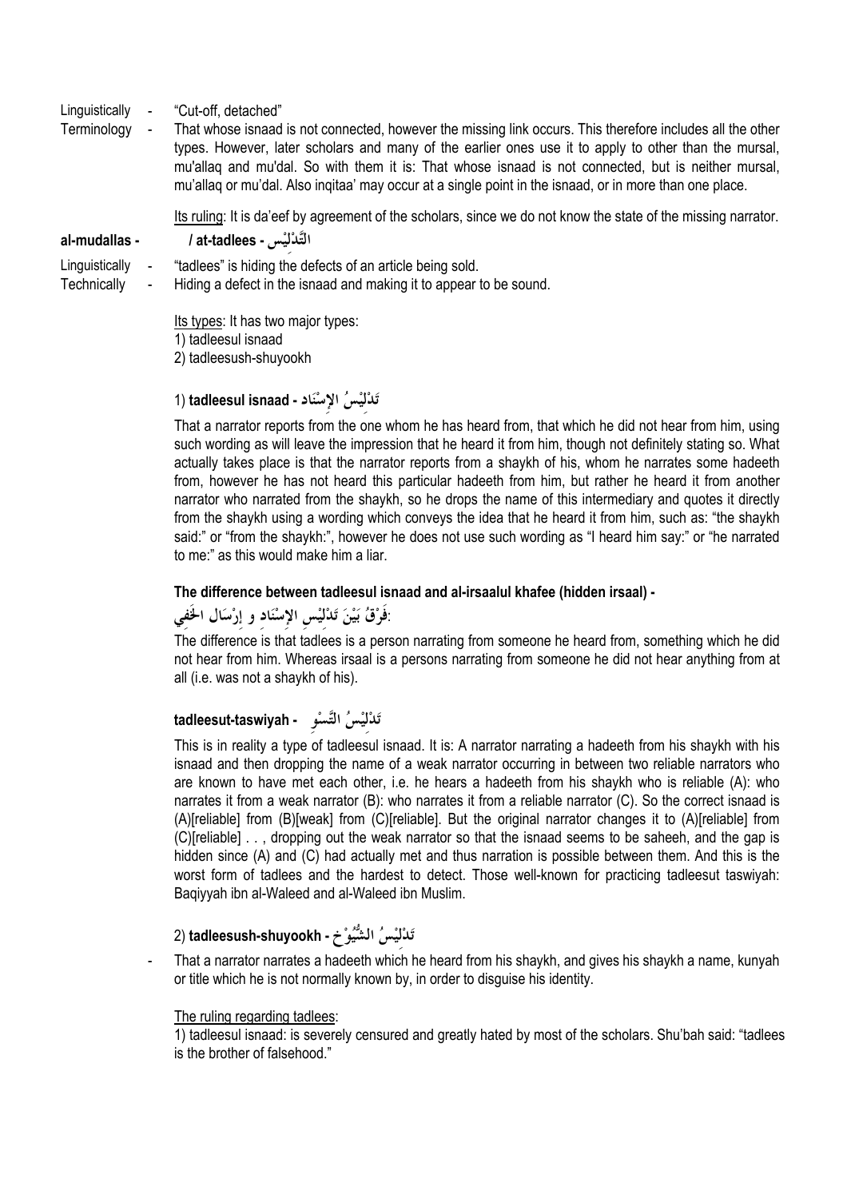Linguistically - "Cut-off, detached"

Terminology - That whose isnaad is not connected, however the missing link occurs. This therefore includes all the other types. However, later scholars and many of the earlier ones use it to apply to other than the mursal, mu'allaq and mu'dal. So with them it is: That whose isnaad is not connected, but is neither mursal, mu'allaq or mu'dal. Also inqitaa' may occur at a single point in the isnaad, or in more than one place.

Its ruling: It is da'eef by agreement of the scholars, since we do not know the state of the missing narrator.

**al-mudallas - / at-tadlees - التَّدْلِيْس**

Linguistically - "tadlees" is hiding the defects of an article being sold.

Technically - Hiding a defect in the isnaad and making it to appear to be sound.

Its types: It has two major types:
1) tadleesul isnaad
2) tadleesush-shuyookh

### 1) tadleesul isnaad - تَدْلِيْسُ الإِسْنَاد

That a narrator reports from the one whom he has heard from, that which he did not hear from him, using such wording as will leave the impression that he heard it from him, though not definitely stating so. What actually takes place is that the narrator reports from a shaykh of his, whom he narrates some hadeeth from, however he has not heard this particular hadeeth from him, but rather he heard it from another narrator who narrated from the shaykh, so he drops the name of this intermediary and quotes it directly from the shaykh using a wording which conveys the idea that he heard it from him, such as: "the shaykh said:" or "from the shaykh:", however he does not use such wording as "I heard him say:" or "he narrated to me:" as this would make him a liar.

**The difference between tadleesul isnaad and al-irsaalul khafee (hidden irsaal) -**

**:فَرْقُ بَيْنَ تَدْلِيْسِ الإِسْنَاد و إِرْسَال الخَفِي**

The difference is that tadlees is a person narrating from someone he heard from, something which he did not hear from him. Whereas irsaal is a persons narrating from someone he did not hear anything from at all (i.e. was not a shaykh of his).

**tadleesut-taswiyah - تَدْلِيْسُ التَّسْوِ**

This is in reality a type of tadleesul isnaad. It is: A narrator narrating a hadeeth from his shaykh with his isnaad and then dropping the name of a weak narrator occurring in between two reliable narrators who are known to have met each other, i.e. he hears a hadeeth from his shaykh who is reliable (A): who narrates it from a weak narrator (B): who narrates it from a reliable narrator (C). So the correct isnaad is (A)[reliable] from (B)[weak] from (C)[reliable]. But the original narrator changes it to (A)[reliable] from (C)[reliable] . . , dropping out the weak narrator so that the isnaad seems to be saheeh, and the gap is hidden since (A) and (C) had actually met and thus narration is possible between them. And this is the worst form of tadlees and the hardest to detect. Those well-known for practicing tadleesut taswiyah: Baqiyyah ibn al-Waleed and al-Waleed ibn Muslim.

### 2) tadleesush-shuyookh - تَدْلِيْسُ الشُّيُوْخ

- That a narrator narrates a hadeeth which he heard from his shaykh, and gives his shaykh a name, kunyah or title which he is not normally known by, in order to disguise his identity.

The ruling regarding tadlees:

1) tadleesul isnaad: is severely censured and greatly hated by most of the scholars. Shu'bah said: "tadlees is the brother of falsehood."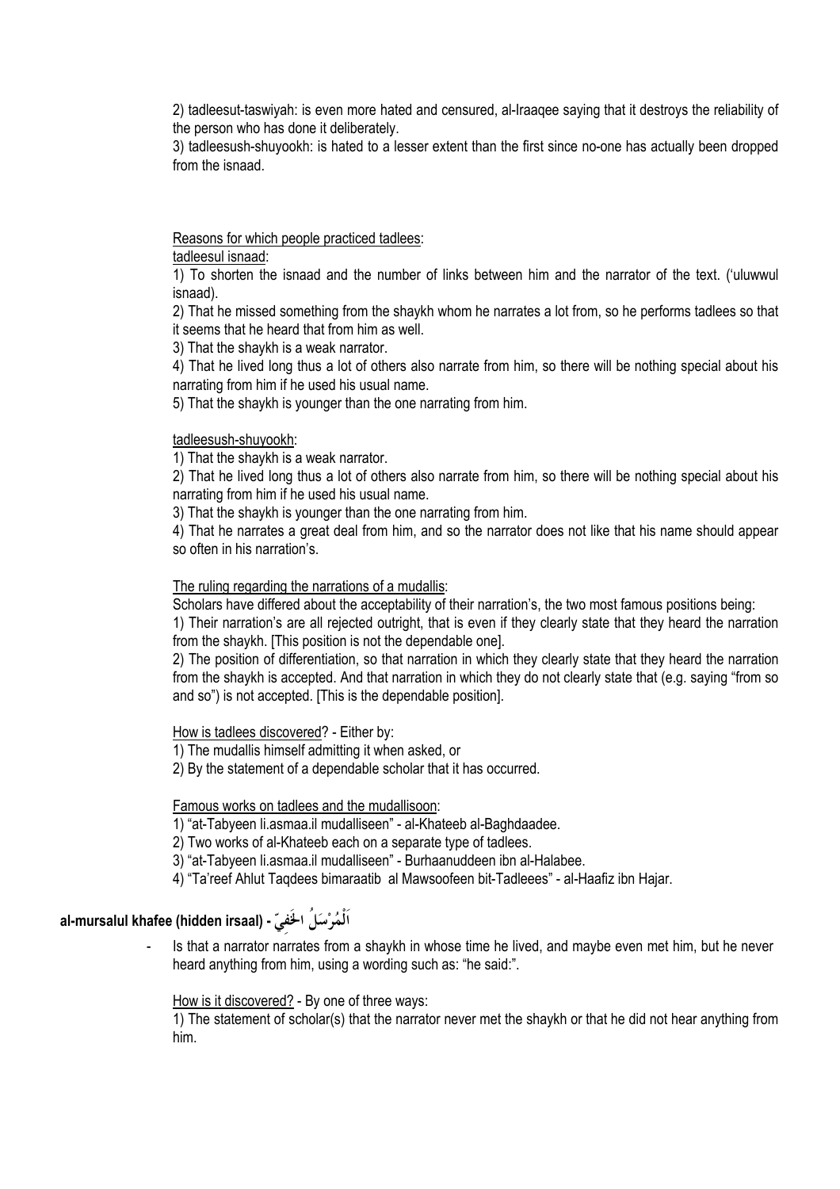2) tadleesut-taswiyah: is even more hated and censured, al-Iraaqee saying that it destroys the reliability of the person who has done it deliberately.

3) tadleesush-shuyookh: is hated to a lesser extent than the first since no-one has actually been dropped from the isnaad.

Reasons for which people practiced tadlees:

tadleesul isnaad:

1) To shorten the isnaad and the number of links between him and the narrator of the text. ('uluwwul isnaad).

2) That he missed something from the shaykh whom he narrates a lot from, so he performs tadlees so that it seems that he heard that from him as well.

3) That the shaykh is a weak narrator.

4) That he lived long thus a lot of others also narrate from him, so there will be nothing special about his narrating from him if he used his usual name.

5) That the shaykh is younger than the one narrating from him.

tadleesush-shuyookh:

1) That the shaykh is a weak narrator.

2) That he lived long thus a lot of others also narrate from him, so there will be nothing special about his narrating from him if he used his usual name.

3) That the shaykh is younger than the one narrating from him.

4) That he narrates a great deal from him, and so the narrator does not like that his name should appear so often in his narration's.

The ruling regarding the narrations of a mudallis:

Scholars have differed about the acceptability of their narration's, the two most famous positions being:

1) Their narration's are all rejected outright, that is even if they clearly state that they heard the narration from the shaykh. [This position is not the dependable one].

2) The position of differentiation, so that narration in which they clearly state that they heard the narration from the shaykh is accepted. And that narration in which they do not clearly state that (e.g. saying "from so and so") is not accepted. [This is the dependable position].

How is tadlees discovered? - Either by:

1) The mudallis himself admitting it when asked, or

2) By the statement of a dependable scholar that it has occurred.

Famous works on tadlees and the mudallisoon:

1) "at-Tabyeen li.asmaa.il mudalliseen" - al-Khateeb al-Baghdaadee.

2) Two works of al-Khateeb each on a separate type of tadlees.

3) "at-Tabyeen li.asmaa.il mudalliseen" - Burhaanuddeen ibn al-Halabee.

4) "Ta'reef Ahlut Taqdees bimaraatib al Mawsoofeen bit-Tadleees" - al-Haafiz ibn Hajar.

## al-mursalul khafee (hidden irsaal) - اَلْمُرْسَلُ الخَفِيّ

- Is that a narrator narrates from a shaykh in whose time he lived, and maybe even met him, but he never heard anything from him, using a wording such as: "he said:".

How is it discovered? - By one of three ways:

1) The statement of scholar(s) that the narrator never met the shaykh or that he did not hear anything from him.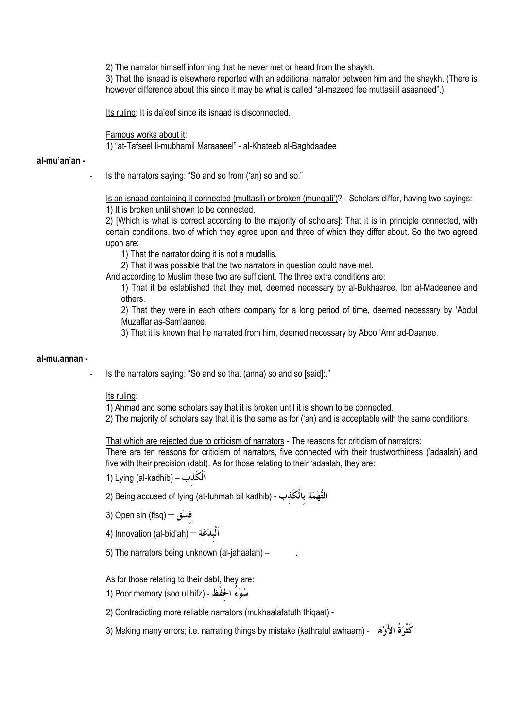2) The narrator himself informing that he never met or heard from the shaykh.

3) That the isnaad is elsewhere reported with an additional narrator between him and the shaykh. (There is however difference about this since it may be what is called "al-mazeed fee muttasilil asaaneed".)

Its ruling: It is da'eef since its isnaad is disconnected.

Famous works about it:

1) "at-Tafseel li-mubhamil Maraaseel" - al-Khateeb al-Baghdaadee

**al-mu'an'an -**

- Is the narrators saying: "So and so from ('an) so and so."

Is an isnaad containing it connected (muttasil) or broken (munqati')? - Scholars differ, having two sayings:

1) It is broken until shown to be connected.

2) [Which is what is correct according to the majority of scholars]: That it is in principle connected, with certain conditions, two of which they agree upon and three of which they differ about. So the two agreed upon are:

   1) That the narrator doing it is not a mudallis.

   2) That it was possible that the two narrators in question could have met.

And according to Muslim these two are sufficient. The three extra conditions are:

   1) That it be established that they met, deemed necessary by al-Bukhaaree, Ibn al-Madeenee and others.

   2) That they were in each others company for a long period of time, deemed necessary by 'Abdul Muzaffar as-Sam'aanee.

   3) That it is known that he narrated from him, deemed necessary by Aboo 'Amr ad-Daanee.

**al-mu.annan -**

- Is the narrators saying: "So and so that (anna) so and so [said]:."

Its ruling:

1) Ahmad and some scholars say that it is broken until it is shown to be connected.

2) The majority of scholars say that it is the same as for ('an) and is acceptable with the same conditions.

That which are rejected due to criticism of narrators - The reasons for criticism of narrators:

There are ten reasons for criticism of narrators, five connected with their trustworthiness ('adaalah) and five with their precision (dabt). As for those relating to their 'adaalah, they are:

1) Lying (al-kadhib) – اَلْكَذِب

2) Being accused of lying (at-tuhmah bil kadhib) - التُّهْمَة بِالْكَذِب

3) Open sin (fisq) – فِسْق

4) Innovation (al-bid'ah) – اَلْبِدْعَة

5) The narrators being unknown (al-jahaalah) –

As for those relating to their dabt, they are:

1) Poor memory (soo.ul hifz) - سُوْءُ الحِفْظ

2) Contradicting more reliable narrators (mukhaalafatuth thiqaat) -

3) Making many errors; i.e. narrating things by mistake (kathratul awhaam) - كَثْرَةُ الأَوْهَم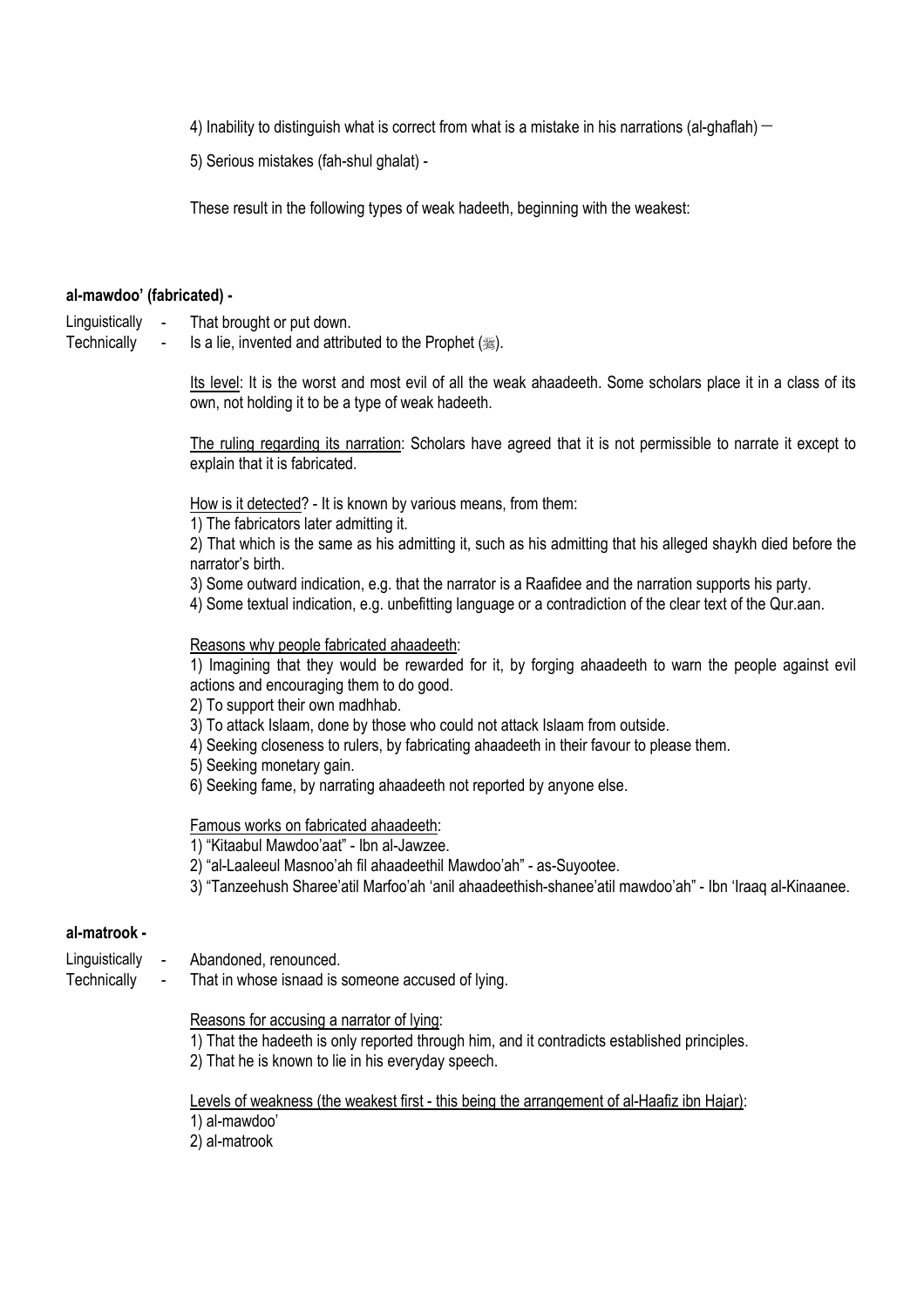4) Inability to distinguish what is correct from what is a mistake in his narrations (al-ghaflah) –

5) Serious mistakes (fah-shul ghalat) -

These result in the following types of weak hadeeth, beginning with the weakest:

**al-mawdoo' (fabricated) -**

Linguistically - That brought or put down.
Technically - Is a lie, invented and attributed to the Prophet (ﷺ).

Its level: It is the worst and most evil of all the weak ahaadeeth. Some scholars place it in a class of its own, not holding it to be a type of weak hadeeth.

The ruling regarding its narration: Scholars have agreed that it is not permissible to narrate it except to explain that it is fabricated.

How is it detected? - It is known by various means, from them:
1) The fabricators later admitting it.
2) That which is the same as his admitting it, such as his admitting that his alleged shaykh died before the narrator's birth.
3) Some outward indication, e.g. that the narrator is a Raafidee and the narration supports his party.
4) Some textual indication, e.g. unbefitting language or a contradiction of the clear text of the Qur.aan.

Reasons why people fabricated ahaadeeth:
1) Imagining that they would be rewarded for it, by forging ahaadeeth to warn the people against evil actions and encouraging them to do good.
2) To support their own madhhab.
3) To attack Islaam, done by those who could not attack Islaam from outside.
4) Seeking closeness to rulers, by fabricating ahaadeeth in their favour to please them.
5) Seeking monetary gain.
6) Seeking fame, by narrating ahaadeeth not reported by anyone else.

Famous works on fabricated ahaadeeth:
1) "Kitaabul Mawdoo'aat" - Ibn al-Jawzee.
2) "al-Laaleeul Masnoo'ah fil ahaadeethil Mawdoo'ah" - as-Suyootee.
3) "Tanzeehush Sharee'atil Marfoo'ah 'anil ahaadeethish-shanee'atil mawdoo'ah" - Ibn 'Iraaq al-Kinaanee.

**al-matrook -**

Linguistically - Abandoned, renounced.
Technically - That in whose isnaad is someone accused of lying.

Reasons for accusing a narrator of lying:
1) That the hadeeth is only reported through him, and it contradicts established principles.
2) That he is known to lie in his everyday speech.

Levels of weakness (the weakest first - this being the arrangement of al-Haafiz ibn Hajar):
1) al-mawdoo'
2) al-matrook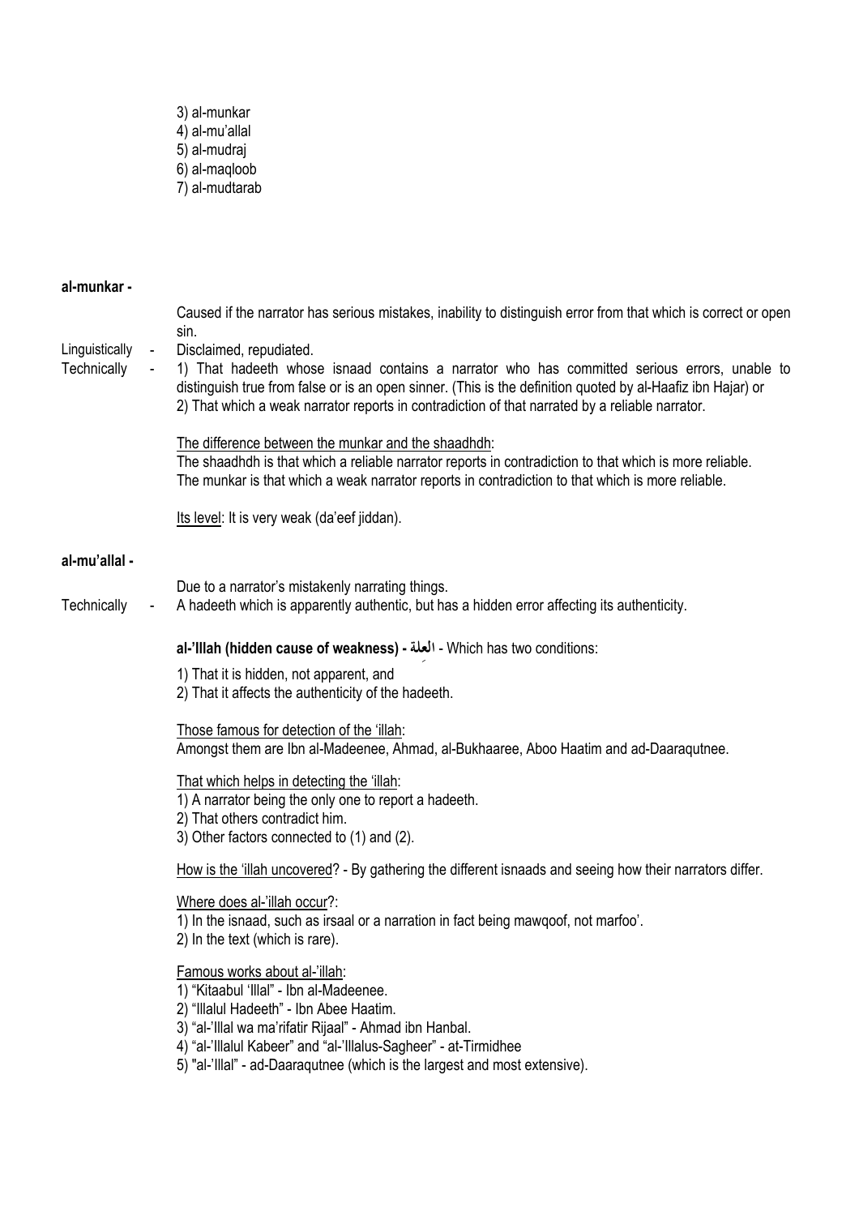3) al-munkar
4) al-mu'allal
5) al-mudraj
6) al-maqloob
7) al-mudtarab

**al-munkar -**

Caused if the narrator has serious mistakes, inability to distinguish error from that which is correct or open sin.

Linguistically - Disclaimed, repudiated.

Technically - 1) That hadeeth whose isnaad contains a narrator who has committed serious errors, unable to distinguish true from false or is an open sinner. (This is the definition quoted by al-Haafiz ibn Hajar) or
2) That which a weak narrator reports in contradiction of that narrated by a reliable narrator.

The difference between the munkar and the shaadhdh:
The shaadhdh is that which a reliable narrator reports in contradiction to that which is more reliable.
The munkar is that which a weak narrator reports in contradiction to that which is more reliable.

Its level: It is very weak (da'eef jiddan).

**al-mu'allal -**

Due to a narrator's mistakenly narrating things.

Technically - A hadeeth which is apparently authentic, but has a hidden error affecting its authenticity.

**al-'Illah (hidden cause of weakness) - العلة** - Which has two conditions:

1) That it is hidden, not apparent, and
2) That it affects the authenticity of the hadeeth.

Those famous for detection of the 'illah:
Amongst them are Ibn al-Madeenee, Ahmad, al-Bukhaaree, Aboo Haatim and ad-Daaraqutnee.

That which helps in detecting the 'illah:
1) A narrator being the only one to report a hadeeth.
2) That others contradict him.
3) Other factors connected to (1) and (2).

How is the 'illah uncovered? - By gathering the different isnaads and seeing how their narrators differ.

Where does al-'illah occur?:
1) In the isnaad, such as irsaal or a narration in fact being mawqoof, not marfoo'.
2) In the text (which is rare).

Famous works about al-'illah:
1) "Kitaabul 'Illal" - Ibn al-Madeenee.
2) "Illalul Hadeeth" - Ibn Abee Haatim.
3) "al-'Illal wa ma'rifatir Rijaal" - Ahmad ibn Hanbal.
4) "al-'Illalul Kabeer" and "al-'Illalus-Sagheer" - at-Tirmidhee
5) "al-'Illal" - ad-Daaraqutnee (which is the largest and most extensive).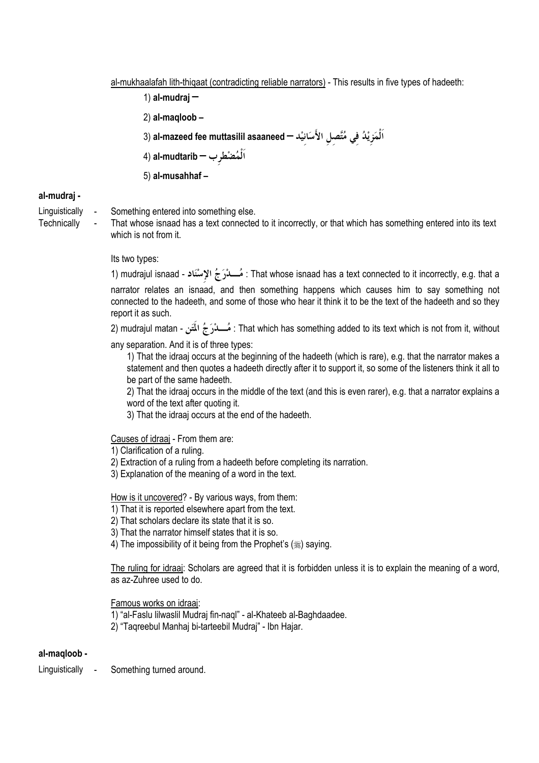al-mukhaalafah lith-thiqaat (contradicting reliable narrators) - This results in five types of hadeeth:

1) **al-mudraj –**

2) **al-maqloob –**

3) **al-mazeed fee muttasilil asaaneed –** اَلْمَزِيْدُ فِي مُتَّصِلِ الأَسَانِيْد

4) **al-mudtarib –** اَلْمُضْطرِب

5) **al-musahhaf –**

**al-mudraj -**

Linguistically - Something entered into something else.

Technically - That whose isnaad has a text connected to it incorrectly, or that which has something entered into its text which is not from it.

Its two types:

1) mudrajul isnaad - مُــدْرَجُ الإِسْنَاد : That whose isnaad has a text connected to it incorrectly, e.g. that a narrator relates an isnaad, and then something happens which causes him to say something not connected to the hadeeth, and some of those who hear it think it to be the text of the hadeeth and so they report it as such.

2) mudrajul matan - مُــدْرَجُ المَتَن : That which has something added to its text which is not from it, without any separation. And it is of three types:

1) That the idraaj occurs at the beginning of the hadeeth (which is rare), e.g. that the narrator makes a statement and then quotes a hadeeth directly after it to support it, so some of the listeners think it all to be part of the same hadeeth.

2) That the idraaj occurs in the middle of the text (and this is even rarer), e.g. that a narrator explains a word of the text after quoting it.

3) That the idraaj occurs at the end of the hadeeth.

Causes of idraaj - From them are:

1) Clarification of a ruling.
2) Extraction of a ruling from a hadeeth before completing its narration.
3) Explanation of the meaning of a word in the text.

How is it uncovered? - By various ways, from them:

1) That it is reported elsewhere apart from the text.
2) That scholars declare its state that it is so.
3) That the narrator himself states that it is so.
4) The impossibility of it being from the Prophet's (ﷺ) saying.

The ruling for idraaj: Scholars are agreed that it is forbidden unless it is to explain the meaning of a word, as az-Zuhree used to do.

Famous works on idraaj:

1) "al-Faslu lilwaslil Mudraj fin-naql" - al-Khateeb al-Baghdaadee.
2) "Taqreebul Manhaj bi-tarteebil Mudraj" - Ibn Hajar.

**al-maqloob -**

Linguistically - Something turned around.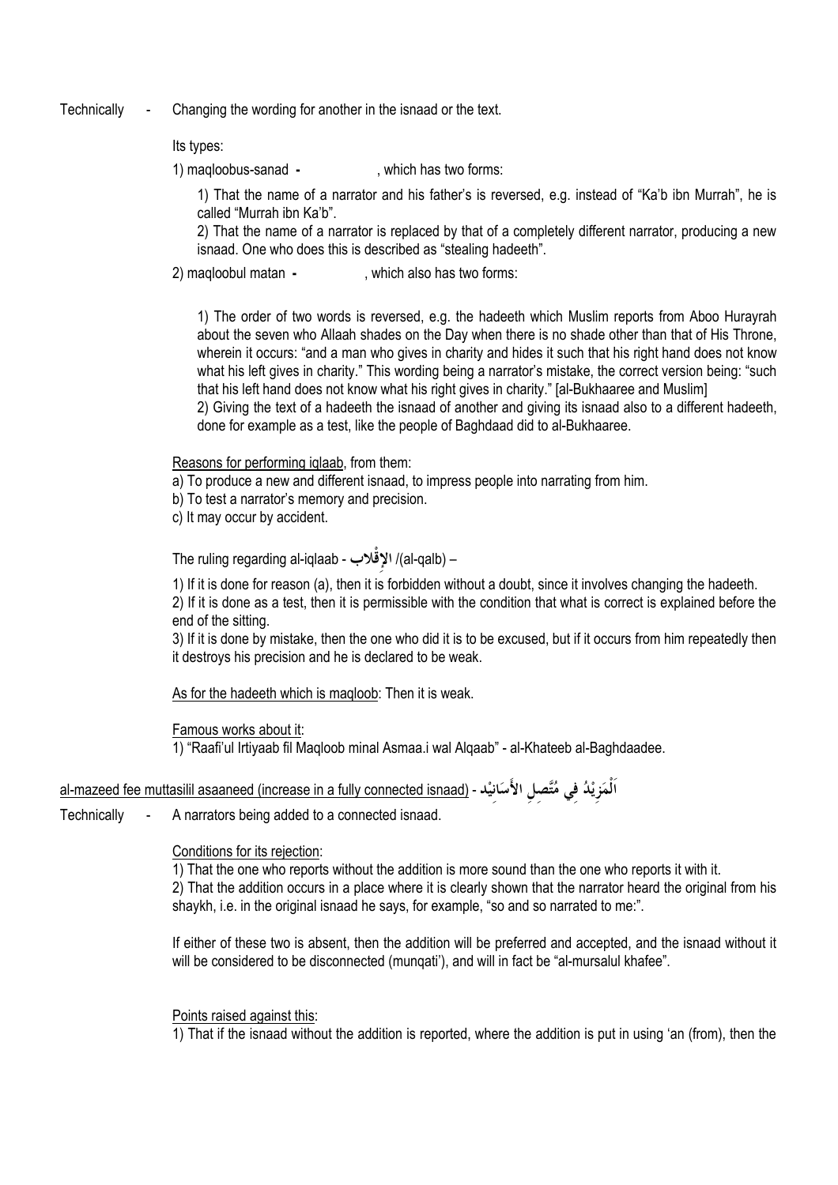Technically - Changing the wording for another in the isnaad or the text.

Its types:

1) maqloobus-sanad - , which has two forms:

1) That the name of a narrator and his father's is reversed, e.g. instead of "Ka'b ibn Murrah", he is called "Murrah ibn Ka'b".

2) That the name of a narrator is replaced by that of a completely different narrator, producing a new isnaad. One who does this is described as "stealing hadeeth".

2) maqloobul matan - , which also has two forms:

1) The order of two words is reversed, e.g. the hadeeth which Muslim reports from Aboo Hurayrah about the seven who Allaah shades on the Day when there is no shade other than that of His Throne, wherein it occurs: "and a man who gives in charity and hides it such that his right hand does not know what his left gives in charity." This wording being a narrator's mistake, the correct version being: "such that his left hand does not know what his right gives in charity." [al-Bukhaaree and Muslim]

2) Giving the text of a hadeeth the isnaad of another and giving its isnaad also to a different hadeeth, done for example as a test, like the people of Baghdaad did to al-Bukhaaree.

Reasons for performing iqlaab, from them:

a) To produce a new and different isnaad, to impress people into narrating from him.

b) To test a narrator's memory and precision.

c) It may occur by accident.

The ruling regarding al-iqlaab - الإِقْلاب /(al-qalb) –

1) If it is done for reason (a), then it is forbidden without a doubt, since it involves changing the hadeeth.

2) If it is done as a test, then it is permissible with the condition that what is correct is explained before the end of the sitting.

3) If it is done by mistake, then the one who did it is to be excused, but if it occurs from him repeatedly then it destroys his precision and he is declared to be weak.

As for the hadeeth which is maqloob: Then it is weak.

Famous works about it:

1) "Raafi'ul Irtiyaab fil Maqloob minal Asmaa.i wal Alqaab" - al-Khateeb al-Baghdaadee.

## al-mazeed fee muttasilil asaaneed (increase in a fully connected isnaad) - اَلْمَزِيْدُ فِي مُتَّصِلِ الأَسَانِيْد

Technically - A narrators being added to a connected isnaad.

Conditions for its rejection:

1) That the one who reports without the addition is more sound than the one who reports it with it.

2) That the addition occurs in a place where it is clearly shown that the narrator heard the original from his shaykh, i.e. in the original isnaad he says, for example, "so and so narrated to me:".

If either of these two is absent, then the addition will be preferred and accepted, and the isnaad without it will be considered to be disconnected (munqati'), and will in fact be "al-mursalul khafee".

Points raised against this:

1) That if the isnaad without the addition is reported, where the addition is put in using 'an (from), then the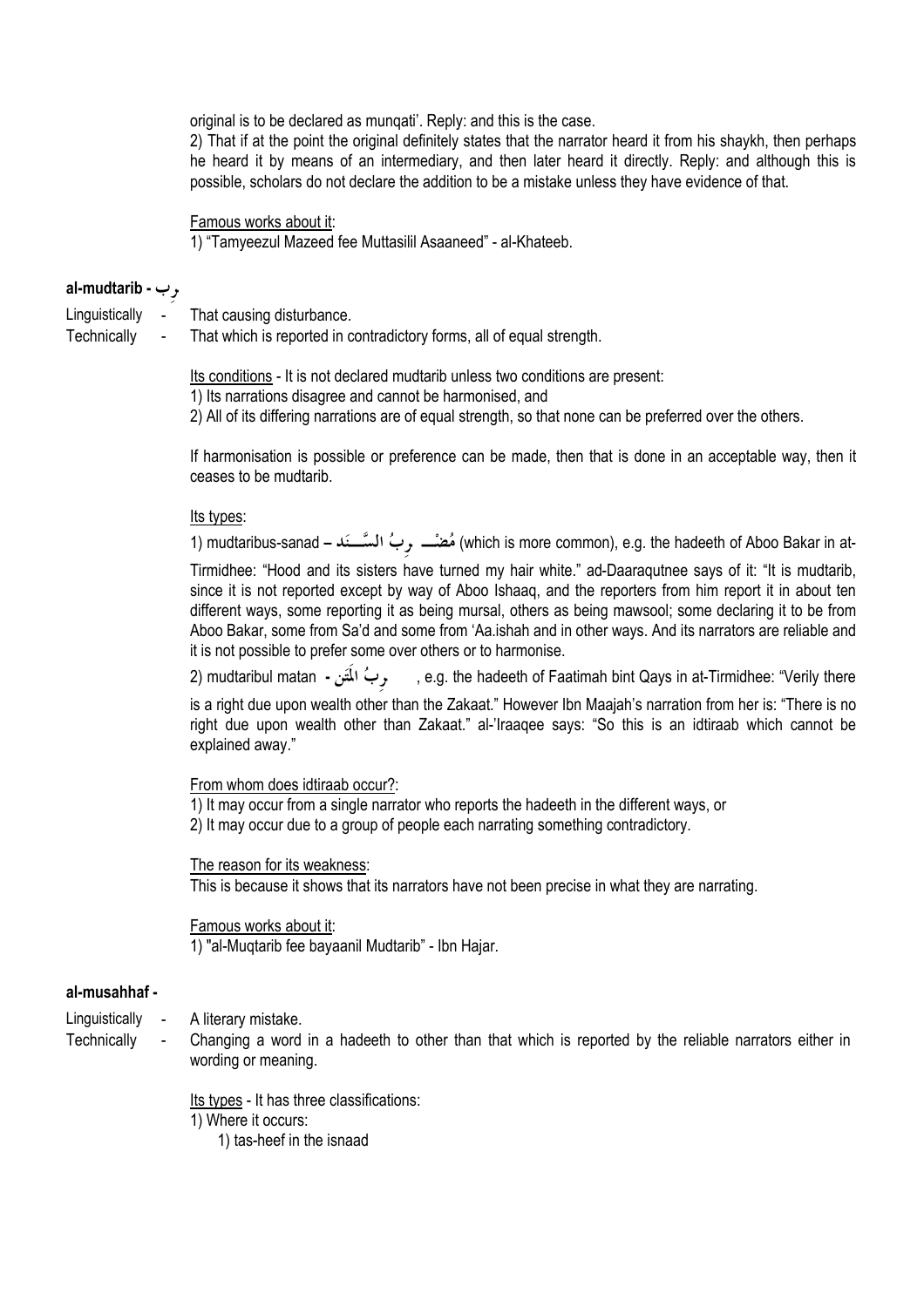original is to be declared as munqati'. Reply: and this is the case.

2) That if at the point the original definitely states that the narrator heard it from his shaykh, then perhaps he heard it by means of an intermediary, and then later heard it directly. Reply: and although this is possible, scholars do not declare the addition to be a mistake unless they have evidence of that.

Famous works about it:

1) "Tamyeezul Mazeed fee Muttasilil Asaaneed" - al-Khateeb.

**al-mudtarib - رِب**

Linguistically - That causing disturbance.

Technically - That which is reported in contradictory forms, all of equal strength.

Its conditions - It is not declared mudtarib unless two conditions are present:

1) Its narrations disagree and cannot be harmonised, and

2) All of its differing narrations are of equal strength, so that none can be preferred over the others.

If harmonisation is possible or preference can be made, then that is done in an acceptable way, then it ceases to be mudtarib.

Its types:

1) mudtaribus-sanad – مُضْـــ رِبُ السَّـــنَد (which is more common), e.g. the hadeeth of Aboo Bakar in at-Tirmidhee: "Hood and its sisters have turned my hair white." ad-Daaraqutnee says of it: "It is mudtarib, since it is not reported except by way of Aboo Ishaaq, and the reporters from him report it in about ten different ways, some reporting it as being mursal, others as being mawsool; some declaring it to be from Aboo Bakar, some from Sa'd and some from 'Aa.ishah and in other ways. And its narrators are reliable and it is not possible to prefer some over others or to harmonise.

2) mudtaribul matan - رِبُ المَتن , e.g. the hadeeth of Faatimah bint Qays in at-Tirmidhee: "Verily there is a right due upon wealth other than the Zakaat." However Ibn Maajah's narration from her is: "There is no right due upon wealth other than Zakaat." al-'Iraaqee says: "So this is an idtiraab which cannot be explained away."

From whom does idtiraab occur?:

1) It may occur from a single narrator who reports the hadeeth in the different ways, or

2) It may occur due to a group of people each narrating something contradictory.

The reason for its weakness:

This is because it shows that its narrators have not been precise in what they are narrating.

Famous works about it:

1) "al-Muqtarib fee bayaanil Mudtarib" - Ibn Hajar.

**al-musahhaf -**

Linguistically - A literary mistake.

Technically - Changing a word in a hadeeth to other than that which is reported by the reliable narrators either in wording or meaning.

Its types - It has three classifications:

1) Where it occurs:

   1) tas-heef in the isnaad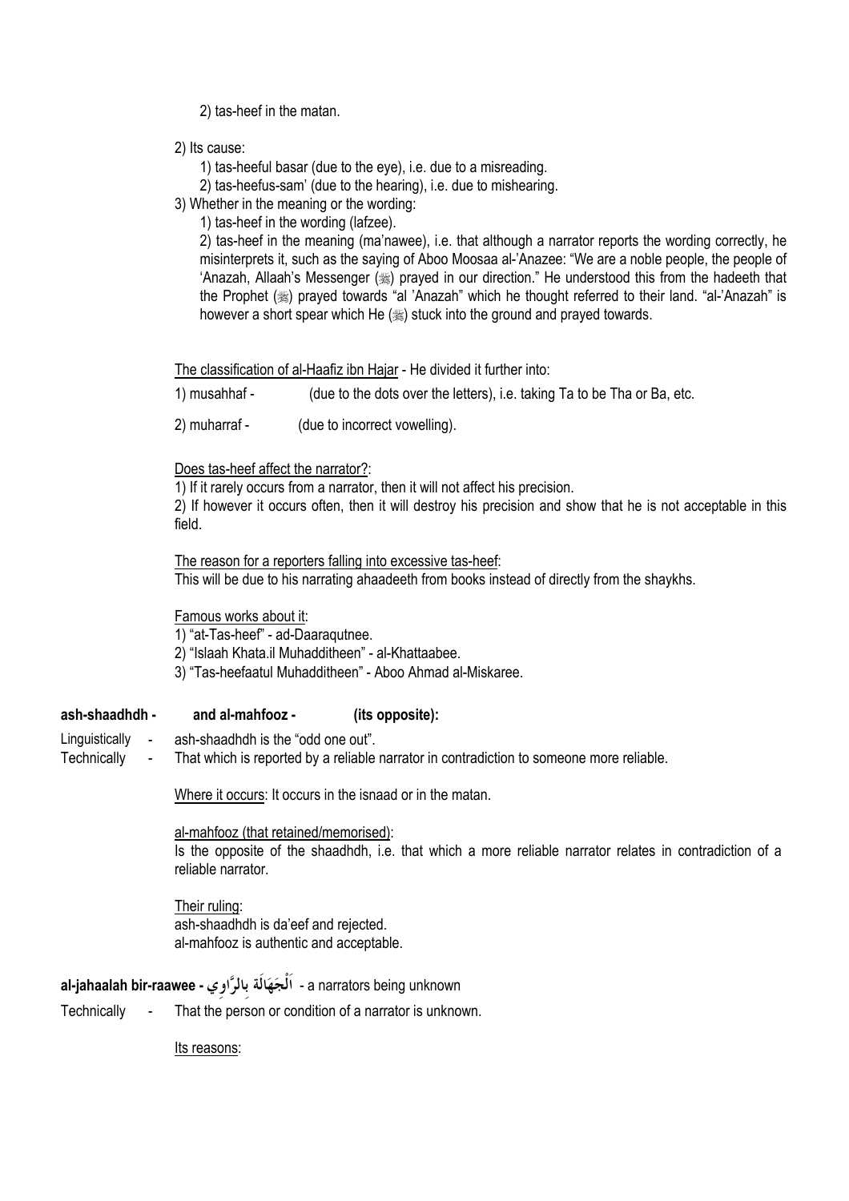2) tas-heef in the matan.

2) Its cause:

1) tas-heeful basar (due to the eye), i.e. due to a misreading.
2) tas-heefus-sam' (due to the hearing), i.e. due to mishearing.

3) Whether in the meaning or the wording:

1) tas-heef in the wording (lafzee).
2) tas-heef in the meaning (ma'nawee), i.e. that although a narrator reports the wording correctly, he misinterprets it, such as the saying of Aboo Moosaa al-'Anazee: "We are a noble people, the people of 'Anazah, Allaah's Messenger (ﷺ) prayed in our direction." He understood this from the hadeeth that the Prophet (ﷺ) prayed towards "al 'Anazah" which he thought referred to their land. "al-'Anazah" is however a short spear which He (ﷺ) stuck into the ground and prayed towards.

The classification of al-Haafiz ibn Hajar - He divided it further into:

1) musahhaf - (due to the dots over the letters), i.e. taking Ta to be Tha or Ba, etc.

2) muharraf - (due to incorrect vowelling).

Does tas-heef affect the narrator?:
1) If it rarely occurs from a narrator, then it will not affect his precision.
2) If however it occurs often, then it will destroy his precision and show that he is not acceptable in this field.

The reason for a reporters falling into excessive tas-heef:
This will be due to his narrating ahaadeeth from books instead of directly from the shaykhs.

Famous works about it:
1) "at-Tas-heef" - ad-Daaraqutnee.
2) "Islaah Khata.il Muhadditheen" - al-Khattaabee.
3) "Tas-heefaatul Muhadditheen" - Aboo Ahmad al-Miskaree.

**ash-shaadhdh - and al-mahfooz - (its opposite):**

Linguistically - ash-shaadhdh is the "odd one out".
Technically - That which is reported by a reliable narrator in contradiction to someone more reliable.

Where it occurs: It occurs in the isnaad or in the matan.

al-mahfooz (that retained/memorised):
Is the opposite of the shaadhdh, i.e. that which a more reliable narrator relates in contradiction of a reliable narrator.

Their ruling:
ash-shaadhdh is da'eef and rejected.
al-mahfooz is authentic and acceptable.

**al-jahaalah bir-raawee - اَلْجَهَالَة بِالرَّاوِي** - a narrators being unknown

Technically - That the person or condition of a narrator is unknown.

Its reasons: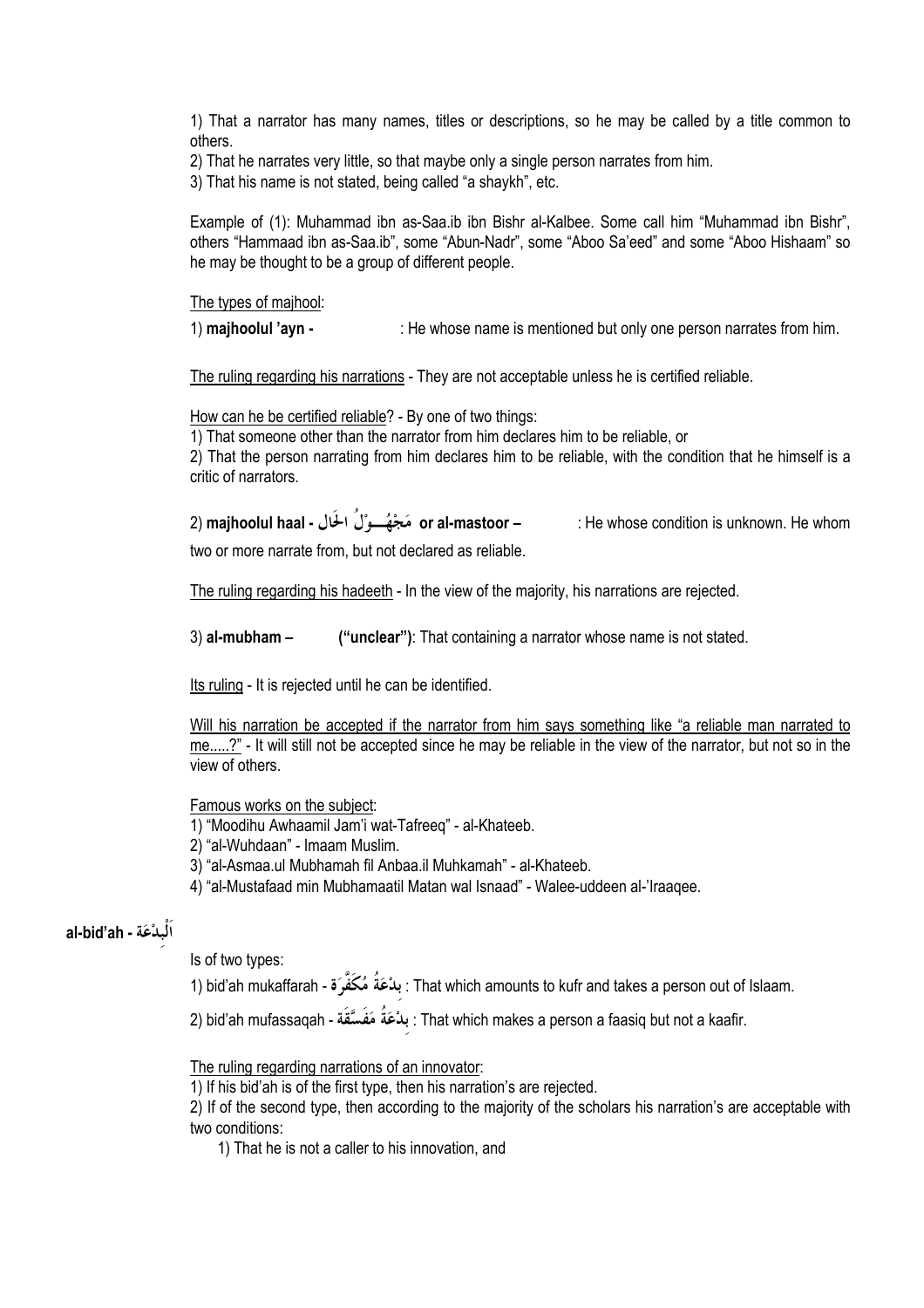1) That a narrator has many names, titles or descriptions, so he may be called by a title common to others.

2) That he narrates very little, so that maybe only a single person narrates from him.

3) That his name is not stated, being called "a shaykh", etc.

Example of (1): Muhammad ibn as-Saa.ib ibn Bishr al-Kalbee. Some call him "Muhammad ibn Bishr", others "Hammaad ibn as-Saa.ib", some "Abun-Nadr", some "Aboo Sa'eed" and some "Aboo Hishaam" so he may be thought to be a group of different people.

The types of majhool:

1) **majhoolul 'ayn -** : He whose name is mentioned but only one person narrates from him.

The ruling regarding his narrations - They are not acceptable unless he is certified reliable.

How can he be certified reliable? - By one of two things:

1) That someone other than the narrator from him declares him to be reliable, or

2) That the person narrating from him declares him to be reliable, with the condition that he himself is a critic of narrators.

2) **majhoolul haal - مَجْهُــوْلُ الحَال or al-mastoor –** : He whose condition is unknown. He whom two or more narrate from, but not declared as reliable.

The ruling regarding his hadeeth - In the view of the majority, his narrations are rejected.

3) **al-mubham – ("unclear")**: That containing a narrator whose name is not stated.

Its ruling - It is rejected until he can be identified.

Will his narration be accepted if the narrator from him says something like "a reliable man narrated to me.....?" - It will still not be accepted since he may be reliable in the view of the narrator, but not so in the view of others.

Famous works on the subject:

1) "Moodihu Awhaamil Jam'i wat-Tafreeq" - al-Khateeb.

2) "al-Wuhdaan" - Imaam Muslim.

3) "al-Asmaa.ul Mubhamah fil Anbaa.il Muhkamah" - al-Khateeb.

4) "al-Mustafaad min Mubhamaatil Matan wal Isnaad" - Walee-uddeen al-'Iraaqee.

## al-bid'ah - اَلْبِدْعَة

Is of two types:

1) bid'ah mukaffarah - بِدْعَةٌ مُكَفَّرَة : That which amounts to kufr and takes a person out of Islaam.

2) bid'ah mufassaqah - بِدْعَةٌ مَفَسَّقَة : That which makes a person a faasiq but not a kaafir.

The ruling regarding narrations of an innovator:

1) If his bid'ah is of the first type, then his narration's are rejected.

2) If of the second type, then according to the majority of the scholars his narration's are acceptable with two conditions:

   1) That he is not a caller to his innovation, and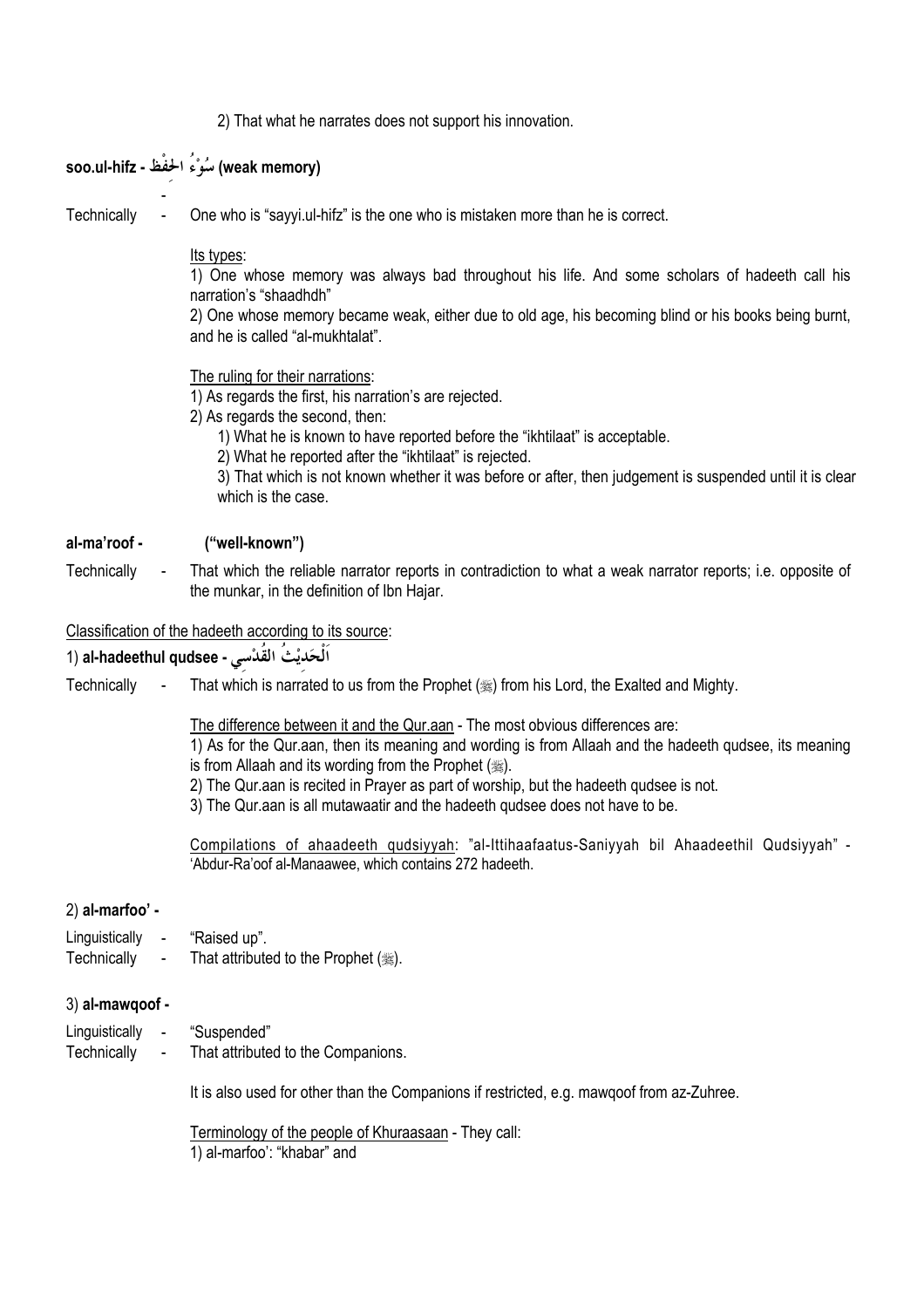2) That what he narrates does not support his innovation.

**soo.ul-hifz - سُوْءُ الحِفْظ (weak memory)**

Technically - One who is "sayyi.ul-hifz" is the one who is mistaken more than he is correct.

Its types:

1) One whose memory was always bad throughout his life. And some scholars of hadeeth call his narration's "shaadhdh"

2) One whose memory became weak, either due to old age, his becoming blind or his books being burnt, and he is called "al-mukhtalat".

The ruling for their narrations:

1) As regards the first, his narration's are rejected.

2) As regards the second, then:

   1) What he is known to have reported before the "ikhtilaat" is acceptable.

   2) What he reported after the "ikhtilaat" is rejected.

   3) That which is not known whether it was before or after, then judgement is suspended until it is clear which is the case.

**al-ma'roof - ("well-known")**

Technically - That which the reliable narrator reports in contradiction to what a weak narrator reports; i.e. opposite of the munkar, in the definition of Ibn Hajar.

Classification of the hadeeth according to its source:

1) **al-hadeethul qudsee - اَلْحَدِيْثُ القُدْسِي**

Technically - That which is narrated to us from the Prophet (ﷺ) from his Lord, the Exalted and Mighty.

The difference between it and the Qur.aan - The most obvious differences are:

1) As for the Qur.aan, then its meaning and wording is from Allaah and the hadeeth qudsee, its meaning is from Allaah and its wording from the Prophet (ﷺ).

2) The Qur.aan is recited in Prayer as part of worship, but the hadeeth qudsee is not.

3) The Qur.aan is all mutawaatir and the hadeeth qudsee does not have to be.

Compilations of ahaadeeth qudsiyyah: "al-Ittihaafaatus-Saniyyah bil Ahaadeethil Qudsiyyah" - 'Abdur-Ra'oof al-Manaawee, which contains 272 hadeeth.

2) **al-marfoo' -**

Linguistically - "Raised up".
Technically - That attributed to the Prophet (ﷺ).

3) **al-mawqoof -**

Linguistically - "Suspended"
Technically - That attributed to the Companions.

It is also used for other than the Companions if restricted, e.g. mawqoof from az-Zuhree.

Terminology of the people of Khuraasaan - They call:

1) al-marfoo': "khabar" and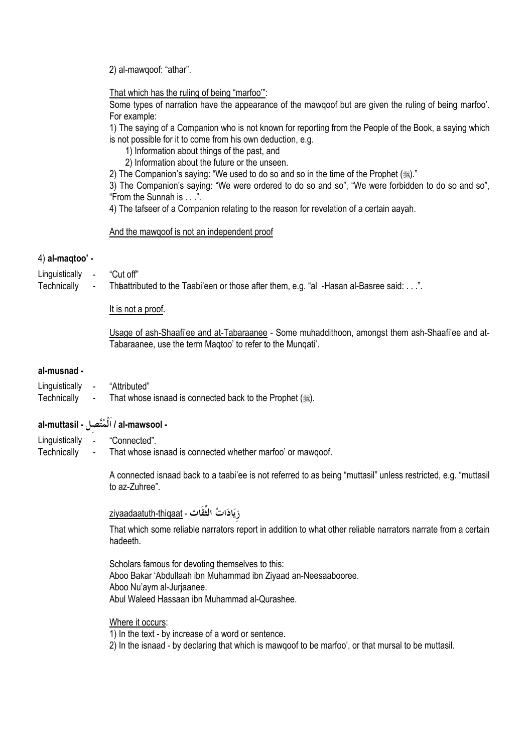2) al-mawqoof: “athar”.

That which has the ruling of being “marfoo’”:

Some types of narration have the appearance of the mawqoof but are given the ruling of being marfoo’. For example:

1) The saying of a Companion who is not known for reporting from the People of the Book, a saying which is not possible for it to come from his own deduction, e.g.

   1) Information about things of the past, and

   2) Information about the future or the unseen.

2) The Companion’s saying: “We used to do so and so in the time of the Prophet (ﷺ).”

3) The Companion’s saying: “We were ordered to do so and so”, “We were forbidden to do so and so”, “From the Sunnah is . . .”.

4) The tafseer of a Companion relating to the reason for revelation of a certain aayah.

And the mawqoof is not an independent proof

### 4) **al-maqtoo’ -**

Linguistically - “Cut off”

Technically - That attributed to the Taabi’een or those after them, e.g. “al -Hasan al-Basree said: . . .”.

It is not a proof.

Usage of ash-Shaafi’ee and at-Tabaraanee - Some muhaddithoon, amongst them ash-Shaafi’ee and at-Tabaraanee, use the term Maqtoo’ to refer to the Munqati’.

### **al-musnad -**

Linguistically - “Attributed”

Technically - That whose isnaad is connected back to the Prophet (ﷺ).

### **al-muttasil - اَلْمُتَّصِل / al-mawsool -**

Linguistically - “Connected”.

Technically - That whose isnaad is connected whether marfoo’ or mawqoof.

A connected isnaad back to a taabi’ee is not referred to as being “muttasil” unless restricted, e.g. “muttasil to az-Zuhree”.

ziyaadaatuth-thiqaat - زِيَادَاتُ الثِّقَات

That which some reliable narrators report in addition to what other reliable narrators narrate from a certain hadeeth.

Scholars famous for devoting themselves to this:

Aboo Bakar ‘Abdullaah ibn Muhammad ibn Ziyaad an-Neesaabooree.

Aboo Nu’aym al-Jurjaanee.

Abul Waleed Hassaan ibn Muhammad al-Qurashee.

Where it occurs:

1) In the text - by increase of a word or sentence.

2) In the isnaad - by declaring that which is mawqoof to be marfoo’, or that mursal to be muttasil.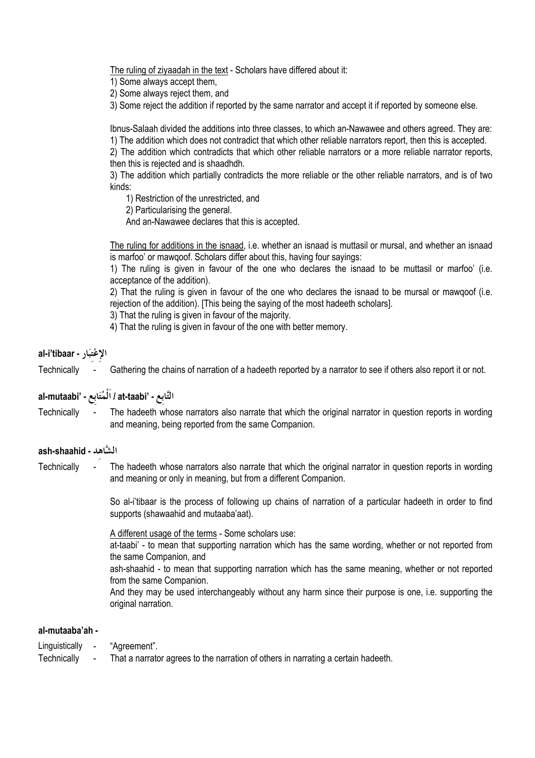The ruling of ziyaadah in the text - Scholars have differed about it:

1) Some always accept them,
2) Some always reject them, and
3) Some reject the addition if reported by the same narrator and accept it if reported by someone else.

Ibnus-Salaah divided the additions into three classes, to which an-Nawawee and others agreed. They are:

1) The addition which does not contradict that which other reliable narrators report, then this is accepted.
2) The addition which contradicts that which other reliable narrators or a more reliable narrator reports, then this is rejected and is shaadhdh.
3) The addition which partially contradicts the more reliable or the other reliable narrators, and is of two kinds:
   1) Restriction of the unrestricted, and
   2) Particularising the general.

   And an-Nawawee declares that this is accepted.

The ruling for additions in the isnaad, i.e. whether an isnaad is muttasil or mursal, and whether an isnaad is marfoo' or mawqoof. Scholars differ about this, having four sayings:

1) The ruling is given in favour of the one who declares the isnaad to be muttasil or marfoo' (i.e. acceptance of the addition).
2) That the ruling is given in favour of the one who declares the isnaad to be mursal or mawqoof (i.e. rejection of the addition). [This being the saying of the most hadeeth scholars].
3) That the ruling is given in favour of the majority.
4) That the ruling is given in favour of the one with better memory.

### al-i'tibaar - الإِعْتِبَار

Technically - Gathering the chains of narration of a hadeeth reported by a narrator to see if others also report it or not.

### al-mutaabi' - اَلْمُتَابِع / at-taabi' - التَّابِع

Technically - The hadeeth whose narrators also narrate that which the original narrator in question reports in wording and meaning, being reported from the same Companion.

### ash-shaahid - الشَّاهِد

Technically - The hadeeth whose narrators also narrate that which the original narrator in question reports in wording and meaning or only in meaning, but from a different Companion.

So al-i'tibaar is the process of following up chains of narration of a particular hadeeth in order to find supports (shawaahid and mutaaba'aat).

A different usage of the terms - Some scholars use:

at-taabi' - to mean that supporting narration which has the same wording, whether or not reported from the same Companion, and

ash-shaahid - to mean that supporting narration which has the same meaning, whether or not reported from the same Companion.

And they may be used interchangeably without any harm since their purpose is one, i.e. supporting the original narration.

### al-mutaaba'ah -

Linguistically - "Agreement".

Technically - That a narrator agrees to the narration of others in narrating a certain hadeeth.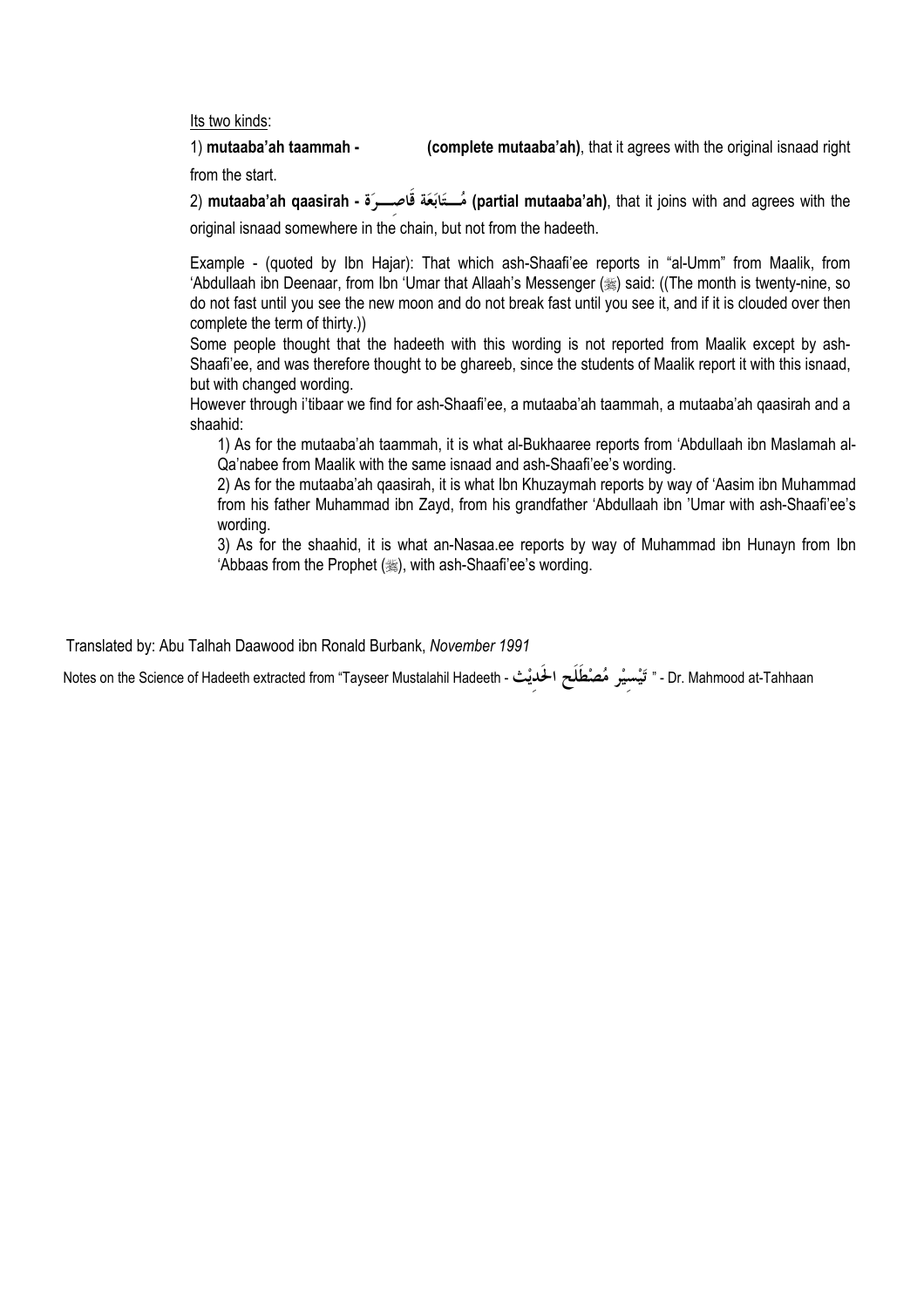Its two kinds:

1) **mutaaba'ah taammah -** **(complete mutaaba'ah)**, that it agrees with the original isnaad right from the start.

2) **mutaaba'ah qaasirah - مُـتَابَعَة قَاصِـرَة (partial mutaaba'ah)**, that it joins with and agrees with the original isnaad somewhere in the chain, but not from the hadeeth.

Example - (quoted by Ibn Hajar): That which ash-Shaafi'ee reports in "al-Umm" from Maalik, from 'Abdullaah ibn Deenaar, from Ibn 'Umar that Allaah's Messenger (ﷺ) said: ((The month is twenty-nine, so do not fast until you see the new moon and do not break fast until you see it, and if it is clouded over then complete the term of thirty.))

Some people thought that the hadeeth with this wording is not reported from Maalik except by ash-Shaafi'ee, and was therefore thought to be ghareeb, since the students of Maalik report it with this isnaad, but with changed wording.

However through i'tibaar we find for ash-Shaafi'ee, a mutaaba'ah taammah, a mutaaba'ah qaasirah and a shaahid:

1) As for the mutaaba'ah taammah, it is what al-Bukhaaree reports from 'Abdullaah ibn Maslamah al-Qa'nabee from Maalik with the same isnaad and ash-Shaafi'ee's wording.

2) As for the mutaaba'ah qaasirah, it is what Ibn Khuzaymah reports by way of 'Aasim ibn Muhammad from his father Muhammad ibn Zayd, from his grandfather 'Abdullaah ibn 'Umar with ash-Shaafi'ee's wording.

3) As for the shaahid, it is what an-Nasaa.ee reports by way of Muhammad ibn Hunayn from Ibn 'Abbaas from the Prophet (ﷺ), with ash-Shaafi'ee's wording.

Translated by: Abu Talhah Daawood ibn Ronald Burbank, *November 1991*

Notes on the Science of Hadeeth extracted from "Tayseer Mustalahil Hadeeth - تَيْسِيْر مُصْطَلَح الحَدِيْث " - Dr. Mahmood at-Tahhaan